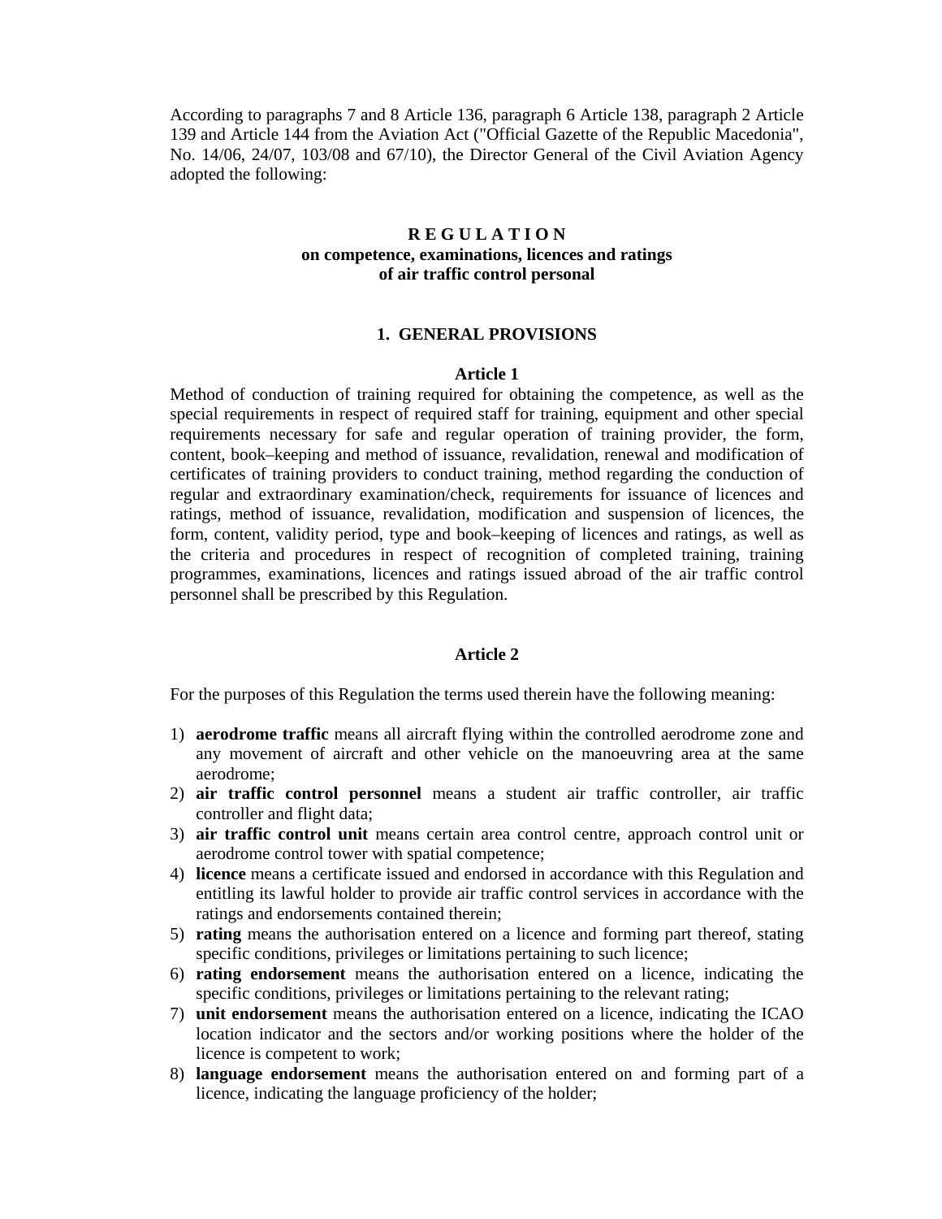According to paragraphs 7 and 8 Article 136, paragraph 6 Article 138, paragraph 2 Article 139 and Article 144 from the Aviation Act ("Official Gazette of the Republic Macedonia", No. 14/06, 24/07, 103/08 and 67/10), the Director General of the Civil Aviation Agency adopted the following:

# R E G U L A T I O N
## on competence, examinations, licences and ratings of air traffic control personal

## 1. GENERAL PROVISIONS

### Article 1

Method of conduction of training required for obtaining the competence, as well as the special requirements in respect of required staff for training, equipment and other special requirements necessary for safe and regular operation of training provider, the form, content, book–keeping and method of issuance, revalidation, renewal and modification of certificates of training providers to conduct training, method regarding the conduction of regular and extraordinary examination/check, requirements for issuance of licences and ratings, method of issuance, revalidation, modification and suspension of licences, the form, content, validity period, type and book–keeping of licences and ratings, as well as the criteria and procedures in respect of recognition of completed training, training programmes, examinations, licences and ratings issued abroad of the air traffic control personnel shall be prescribed by this Regulation.

### Article 2

For the purposes of this Regulation the terms used therein have the following meaning:

1) **aerodrome traffic** means all aircraft flying within the controlled aerodrome zone and any movement of aircraft and other vehicle on the manoeuvring area at the same aerodrome;
2) **air traffic control personnel** means a student air traffic controller, air traffic controller and flight data;
3) **air traffic control unit** means certain area control centre, approach control unit or aerodrome control tower with spatial competence;
4) **licence** means a certificate issued and endorsed in accordance with this Regulation and entitling its lawful holder to provide air traffic control services in accordance with the ratings and endorsements contained therein;
5) **rating** means the authorisation entered on a licence and forming part thereof, stating specific conditions, privileges or limitations pertaining to such licence;
6) **rating endorsement** means the authorisation entered on a licence, indicating the specific conditions, privileges or limitations pertaining to the relevant rating;
7) **unit endorsement** means the authorisation entered on a licence, indicating the ICAO location indicator and the sectors and/or working positions where the holder of the licence is competent to work;
8) **language endorsement** means the authorisation entered on and forming part of a licence, indicating the language proficiency of the holder;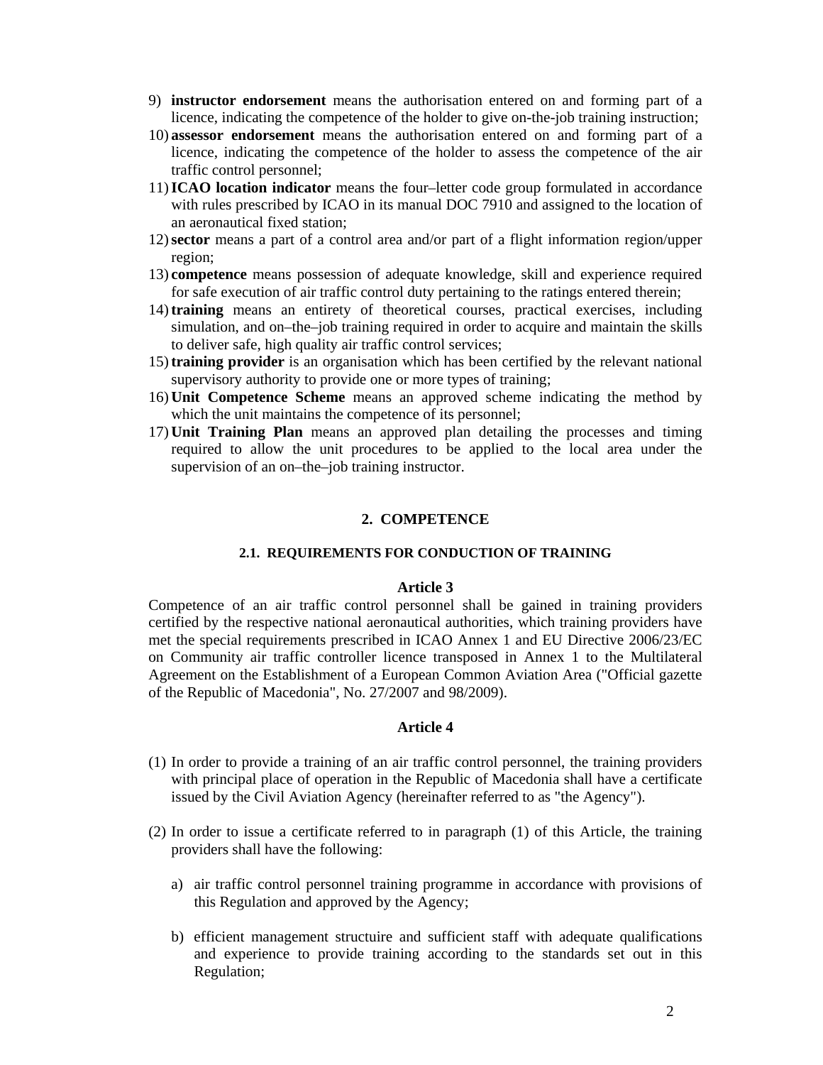9) **instructor endorsement** means the authorisation entered on and forming part of a licence, indicating the competence of the holder to give on-the-job training instruction;
10) **assessor endorsement** means the authorisation entered on and forming part of a licence, indicating the competence of the holder to assess the competence of the air traffic control personnel;
11) **ICAO location indicator** means the four–letter code group formulated in accordance with rules prescribed by ICAO in its manual DOC 7910 and assigned to the location of an aeronautical fixed station;
12) **sector** means a part of a control area and/or part of a flight information region/upper region;
13) **competence** means possession of adequate knowledge, skill and experience required for safe execution of air traffic control duty pertaining to the ratings entered therein;
14) **training** means an entirety of theoretical courses, practical exercises, including simulation, and on–the–job training required in order to acquire and maintain the skills to deliver safe, high quality air traffic control services;
15) **training provider** is an organisation which has been certified by the relevant national supervisory authority to provide one or more types of training;
16) **Unit Competence Scheme** means an approved scheme indicating the method by which the unit maintains the competence of its personnel;
17) **Unit Training Plan** means an approved plan detailing the processes and timing required to allow the unit procedures to be applied to the local area under the supervision of an on–the–job training instructor.

## 2. COMPETENCE

### 2.1. REQUIREMENTS FOR CONDUCTION OF TRAINING

**Article 3**

Competence of an air traffic control personnel shall be gained in training providers certified by the respective national aeronautical authorities, which training providers have met the special requirements prescribed in ICAO Annex 1 and EU Directive 2006/23/EC on Community air traffic controller licence transposed in Annex 1 to the Multilateral Agreement on the Establishment of a European Common Aviation Area ("Official gazette of the Republic of Macedonia", No. 27/2007 and 98/2009).

**Article 4**

(1) In order to provide a training of an air traffic control personnel, the training providers with principal place of operation in the Republic of Macedonia shall have a certificate issued by the Civil Aviation Agency (hereinafter referred to as "the Agency").

(2) In order to issue a certificate referred to in paragraph (1) of this Article, the training providers shall have the following:

a) air traffic control personnel training programme in accordance with provisions of this Regulation and approved by the Agency;

b) efficient management structuire and sufficient staff with adequate qualifications and experience to provide training according to the standards set out in this Regulation;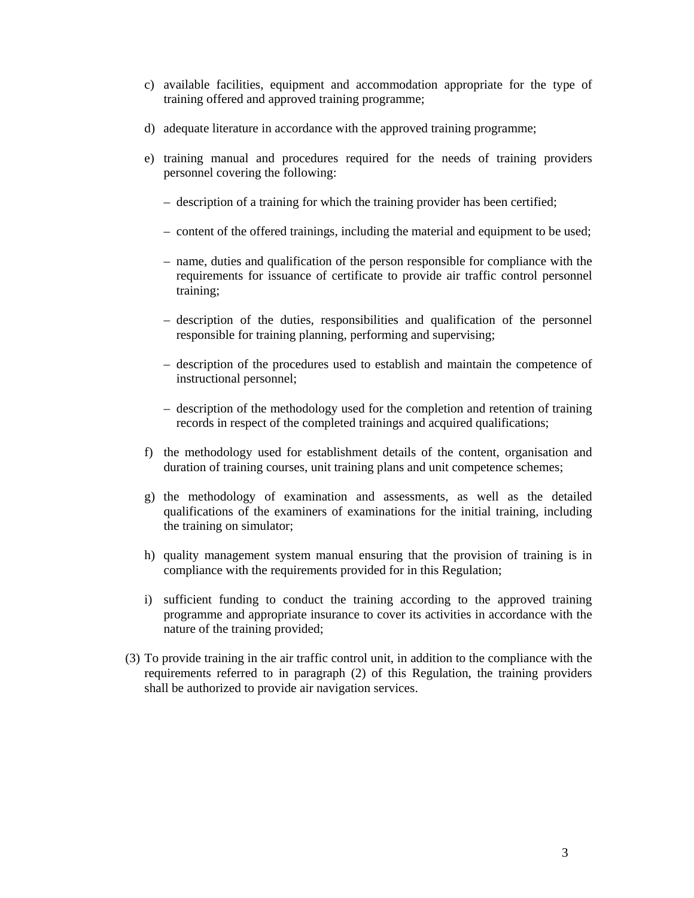c) available facilities, equipment and accommodation appropriate for the type of training offered and approved training programme;

d) adequate literature in accordance with the approved training programme;

e) training manual and procedures required for the needs of training providers personnel covering the following:

   – description of a training for which the training provider has been certified;

   – content of the offered trainings, including the material and equipment to be used;

   – name, duties and qualification of the person responsible for compliance with the requirements for issuance of certificate to provide air traffic control personnel training;

   – description of the duties, responsibilities and qualification of the personnel responsible for training planning, performing and supervising;

   – description of the procedures used to establish and maintain the competence of instructional personnel;

   – description of the methodology used for the completion and retention of training records in respect of the completed trainings and acquired qualifications;

f) the methodology used for establishment details of the content, organisation and duration of training courses, unit training plans and unit competence schemes;

g) the methodology of examination and assessments, as well as the detailed qualifications of the examiners of examinations for the initial training, including the training on simulator;

h) quality management system manual ensuring that the provision of training is in compliance with the requirements provided for in this Regulation;

i) sufficient funding to conduct the training according to the approved training programme and appropriate insurance to cover its activities in accordance with the nature of the training provided;

(3) To provide training in the air traffic control unit, in addition to the compliance with the requirements referred to in paragraph (2) of this Regulation, the training providers shall be authorized to provide air navigation services.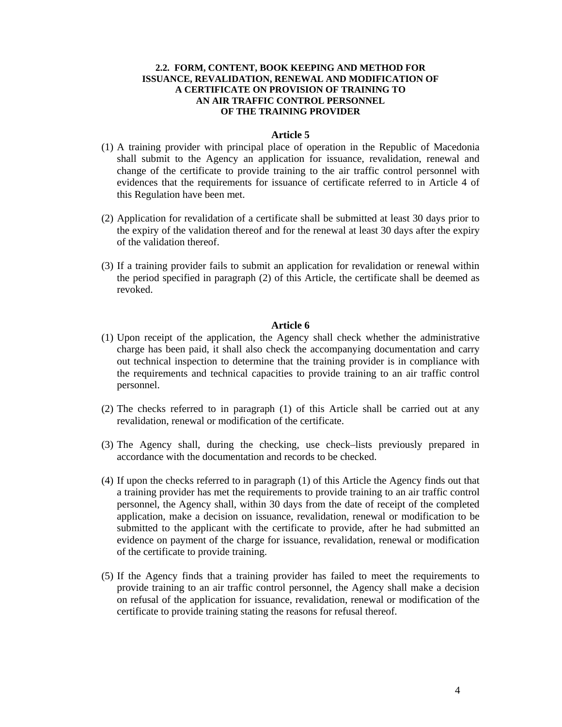### 2.2. FORM, CONTENT, BOOK KEEPING AND METHOD FOR ISSUANCE, REVALIDATION, RENEWAL AND MODIFICATION OF A CERTIFICATE ON PROVISION OF TRAINING TO AN AIR TRAFFIC CONTROL PERSONNEL OF THE TRAINING PROVIDER

**Article 5**

(1) A training provider with principal place of operation in the Republic of Macedonia shall submit to the Agency an application for issuance, revalidation, renewal and change of the certificate to provide training to the air traffic control personnel with evidences that the requirements for issuance of certificate referred to in Article 4 of this Regulation have been met.

(2) Application for revalidation of a certificate shall be submitted at least 30 days prior to the expiry of the validation thereof and for the renewal at least 30 days after the expiry of the validation thereof.

(3) If a training provider fails to submit an application for revalidation or renewal within the period specified in paragraph (2) of this Article, the certificate shall be deemed as revoked.

**Article 6**

(1) Upon receipt of the application, the Agency shall check whether the administrative charge has been paid, it shall also check the accompanying documentation and carry out technical inspection to determine that the training provider is in compliance with the requirements and technical capacities to provide training to an air traffic control personnel.

(2) The checks referred to in paragraph (1) of this Article shall be carried out at any revalidation, renewal or modification of the certificate.

(3) The Agency shall, during the checking, use check–lists previously prepared in accordance with the documentation and records to be checked.

(4) If upon the checks referred to in paragraph (1) of this Article the Agency finds out that a training provider has met the requirements to provide training to an air traffic control personnel, the Agency shall, within 30 days from the date of receipt of the completed application, make a decision on issuance, revalidation, renewal or modification to be submitted to the applicant with the certificate to provide, after he had submitted an evidence on payment of the charge for issuance, revalidation, renewal or modification of the certificate to provide training.

(5) If the Agency finds that a training provider has failed to meet the requirements to provide training to an air traffic control personnel, the Agency shall make a decision on refusal of the application for issuance, revalidation, renewal or modification of the certificate to provide training stating the reasons for refusal thereof.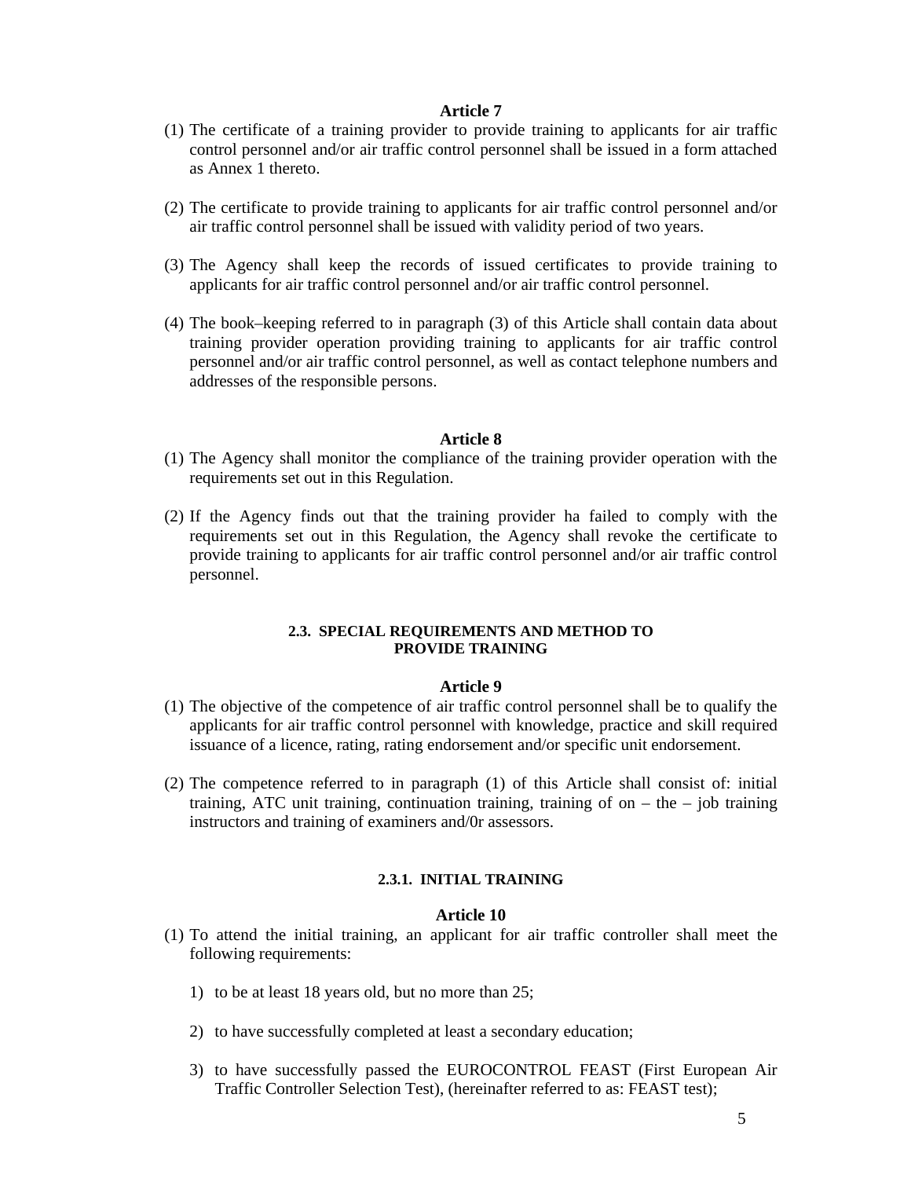**Article 7**

(1) The certificate of a training provider to provide training to applicants for air traffic control personnel and/or air traffic control personnel shall be issued in a form attached as Annex 1 thereto.

(2) The certificate to provide training to applicants for air traffic control personnel and/or air traffic control personnel shall be issued with validity period of two years.

(3) The Agency shall keep the records of issued certificates to provide training to applicants for air traffic control personnel and/or air traffic control personnel.

(4) The book–keeping referred to in paragraph (3) of this Article shall contain data about training provider operation providing training to applicants for air traffic control personnel and/or air traffic control personnel, as well as contact telephone numbers and addresses of the responsible persons.

**Article 8**

(1) The Agency shall monitor the compliance of the training provider operation with the requirements set out in this Regulation.

(2) If the Agency finds out that the training provider ha failed to comply with the requirements set out in this Regulation, the Agency shall revoke the certificate to provide training to applicants for air traffic control personnel and/or air traffic control personnel.

### 2.3. SPECIAL REQUIREMENTS AND METHOD TO PROVIDE TRAINING

**Article 9**

(1) The objective of the competence of air traffic control personnel shall be to qualify the applicants for air traffic control personnel with knowledge, practice and skill required issuance of a licence, rating, rating endorsement and/or specific unit endorsement.

(2) The competence referred to in paragraph (1) of this Article shall consist of: initial training, ATC unit training, continuation training, training of on – the – job training instructors and training of examiners and/0r assessors.

#### 2.3.1. INITIAL TRAINING

**Article 10**

(1) To attend the initial training, an applicant for air traffic controller shall meet the following requirements:

   1) to be at least 18 years old, but no more than 25;

   2) to have successfully completed at least a secondary education;

   3) to have successfully passed the EUROCONTROL FEAST (First European Air Traffic Controller Selection Test), (hereinafter referred to as: FEAST test);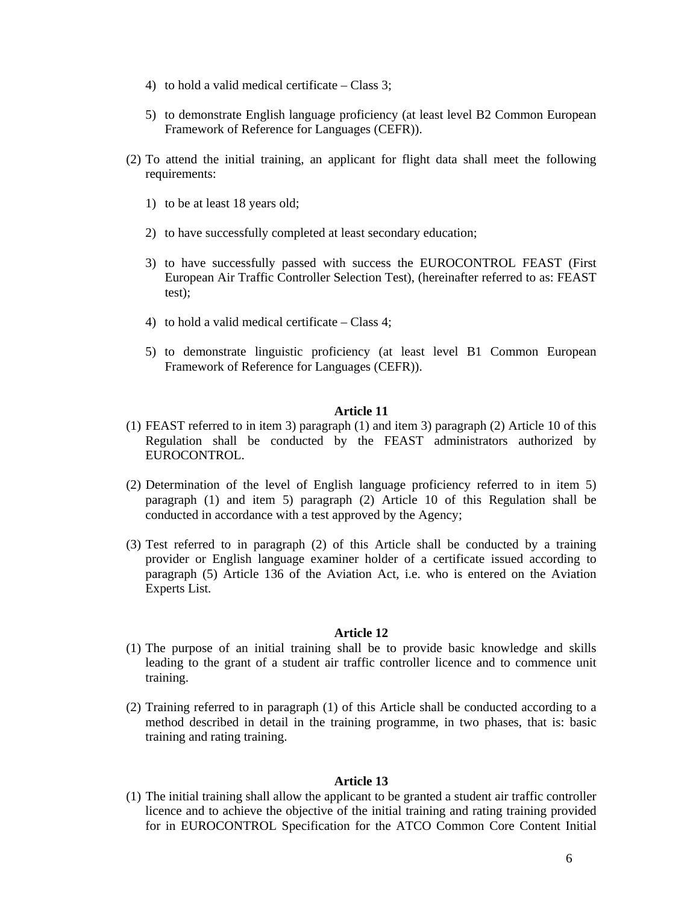4) to hold a valid medical certificate – Class 3;

5) to demonstrate English language proficiency (at least level B2 Common European Framework of Reference for Languages (CEFR)).

(2) To attend the initial training, an applicant for flight data shall meet the following requirements:

1) to be at least 18 years old;

2) to have successfully completed at least secondary education;

3) to have successfully passed with success the EUROCONTROL FEAST (First European Air Traffic Controller Selection Test), (hereinafter referred to as: FEAST test);

4) to hold a valid medical certificate – Class 4;

5) to demonstrate linguistic proficiency (at least level B1 Common European Framework of Reference for Languages (CEFR)).

**Article 11**

(1) FEAST referred to in item 3) paragraph (1) and item 3) paragraph (2) Article 10 of this Regulation shall be conducted by the FEAST administrators authorized by EUROCONTROL.

(2) Determination of the level of English language proficiency referred to in item 5) paragraph (1) and item 5) paragraph (2) Article 10 of this Regulation shall be conducted in accordance with a test approved by the Agency;

(3) Test referred to in paragraph (2) of this Article shall be conducted by a training provider or English language examiner holder of a certificate issued according to paragraph (5) Article 136 of the Aviation Act, i.e. who is entered on the Aviation Experts List.

**Article 12**

(1) The purpose of an initial training shall be to provide basic knowledge and skills leading to the grant of a student air traffic controller licence and to commence unit training.

(2) Training referred to in paragraph (1) of this Article shall be conducted according to a method described in detail in the training programme, in two phases, that is: basic training and rating training.

**Article 13**

(1) The initial training shall allow the applicant to be granted a student air traffic controller licence and to achieve the objective of the initial training and rating training provided for in EUROCONTROL Specification for the ATCO Common Core Content Initial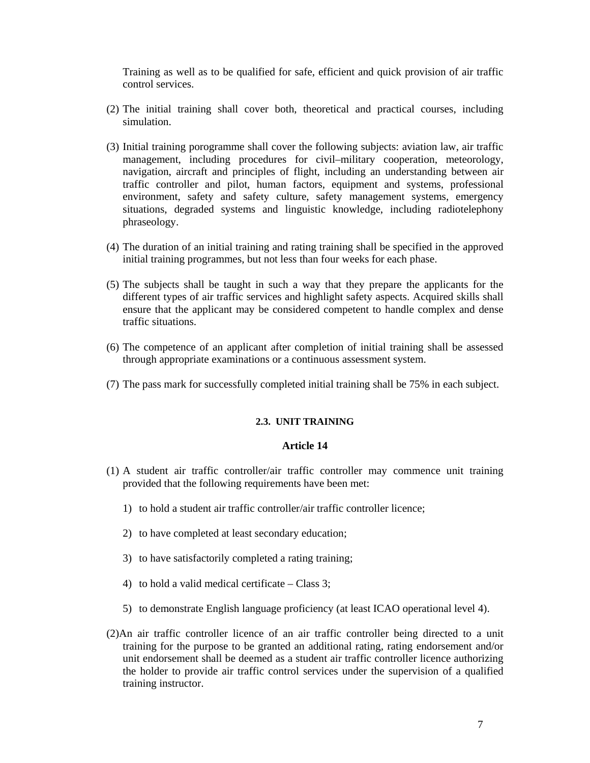Training as well as to be qualified for safe, efficient and quick provision of air traffic control services.

(2) The initial training shall cover both, theoretical and practical courses, including simulation.

(3) Initial training porogramme shall cover the following subjects: aviation law, air traffic management, including procedures for civil–military cooperation, meteorology, navigation, aircraft and principles of flight, including an understanding between air traffic controller and pilot, human factors, equipment and systems, professional environment, safety and safety culture, safety management systems, emergency situations, degraded systems and linguistic knowledge, including radiotelephony phraseology.

(4) The duration of an initial training and rating training shall be specified in the approved initial training programmes, but not less than four weeks for each phase.

(5) The subjects shall be taught in such a way that they prepare the applicants for the different types of air traffic services and highlight safety aspects. Acquired skills shall ensure that the applicant may be considered competent to handle complex and dense traffic situations.

(6) The competence of an applicant after completion of initial training shall be assessed through appropriate examinations or a continuous assessment system.

(7) The pass mark for successfully completed initial training shall be 75% in each subject.

### 2.3. UNIT TRAINING

#### Article 14

(1) A student air traffic controller/air traffic controller may commence unit training provided that the following requirements have been met:

1) to hold a student air traffic controller/air traffic controller licence;

2) to have completed at least secondary education;

3) to have satisfactorily completed a rating training;

4) to hold a valid medical certificate – Class 3;

5) to demonstrate English language proficiency (at least ICAO operational level 4).

(2)An air traffic controller licence of an air traffic controller being directed to a unit training for the purpose to be granted an additional rating, rating endorsement and/or unit endorsement shall be deemed as a student air traffic controller licence authorizing the holder to provide air traffic control services under the supervision of a qualified training instructor.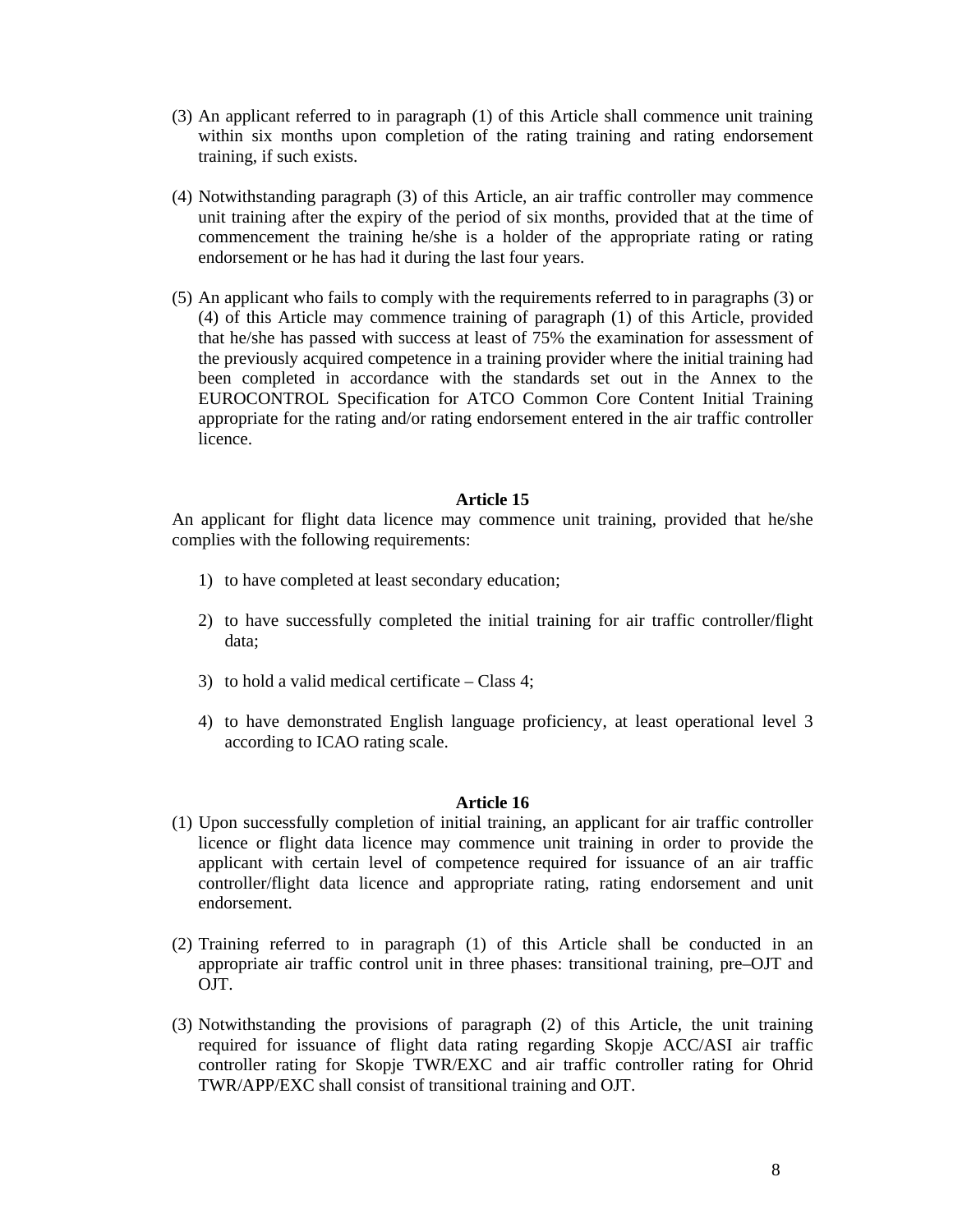(3) An applicant referred to in paragraph (1) of this Article shall commence unit training within six months upon completion of the rating training and rating endorsement training, if such exists.

(4) Notwithstanding paragraph (3) of this Article, an air traffic controller may commence unit training after the expiry of the period of six months, provided that at the time of commencement the training he/she is a holder of the appropriate rating or rating endorsement or he has had it during the last four years.

(5) An applicant who fails to comply with the requirements referred to in paragraphs (3) or (4) of this Article may commence training of paragraph (1) of this Article, provided that he/she has passed with success at least of 75% the examination for assessment of the previously acquired competence in a training provider where the initial training had been completed in accordance with the standards set out in the Annex to the EUROCONTROL Specification for ATCO Common Core Content Initial Training appropriate for the rating and/or rating endorsement entered in the air traffic controller licence.

**Article 15**

An applicant for flight data licence may commence unit training, provided that he/she complies with the following requirements:

1) to have completed at least secondary education;

2) to have successfully completed the initial training for air traffic controller/flight data;

3) to hold a valid medical certificate – Class 4;

4) to have demonstrated English language proficiency, at least operational level 3 according to ICAO rating scale.

**Article 16**

(1) Upon successfully completion of initial training, an applicant for air traffic controller licence or flight data licence may commence unit training in order to provide the applicant with certain level of competence required for issuance of an air traffic controller/flight data licence and appropriate rating, rating endorsement and unit endorsement.

(2) Training referred to in paragraph (1) of this Article shall be conducted in an appropriate air traffic control unit in three phases: transitional training, pre–OJT and OJT.

(3) Notwithstanding the provisions of paragraph (2) of this Article, the unit training required for issuance of flight data rating regarding Skopje ACC/ASI air traffic controller rating for Skopje TWR/EXC and air traffic controller rating for Ohrid TWR/APP/EXC shall consist of transitional training and OJT.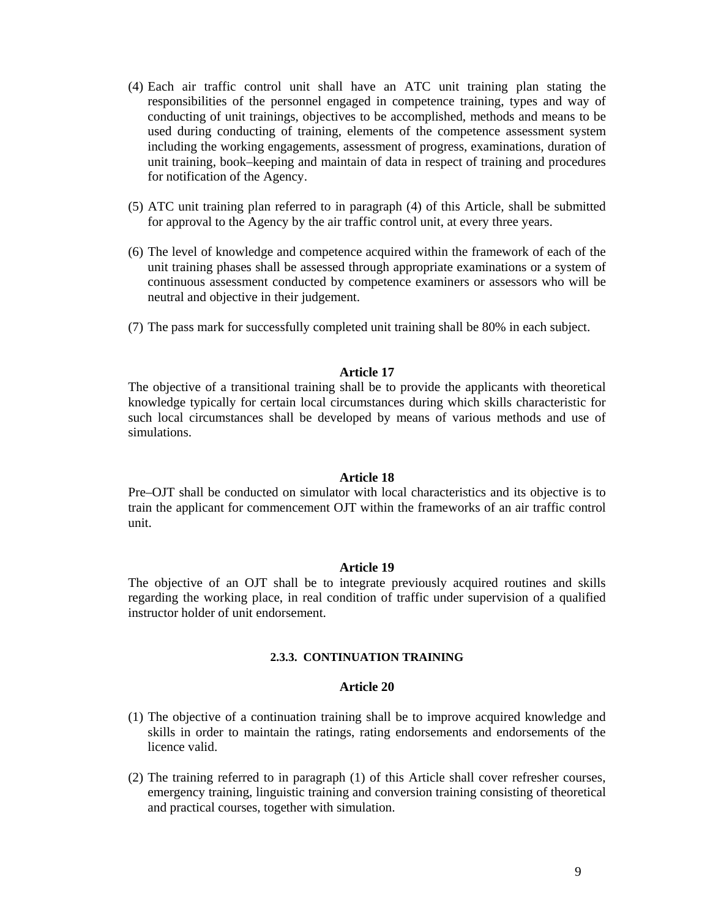(4) Each air traffic control unit shall have an ATC unit training plan stating the responsibilities of the personnel engaged in competence training, types and way of conducting of unit trainings, objectives to be accomplished, methods and means to be used during conducting of training, elements of the competence assessment system including the working engagements, assessment of progress, examinations, duration of unit training, book–keeping and maintain of data in respect of training and procedures for notification of the Agency.

(5) ATC unit training plan referred to in paragraph (4) of this Article, shall be submitted for approval to the Agency by the air traffic control unit, at every three years.

(6) The level of knowledge and competence acquired within the framework of each of the unit training phases shall be assessed through appropriate examinations or a system of continuous assessment conducted by competence examiners or assessors who will be neutral and objective in their judgement.

(7) The pass mark for successfully completed unit training shall be 80% in each subject.

**Article 17**

The objective of a transitional training shall be to provide the applicants with theoretical knowledge typically for certain local circumstances during which skills characteristic for such local circumstances shall be developed by means of various methods and use of simulations.

**Article 18**

Pre–OJT shall be conducted on simulator with local characteristics and its objective is to train the applicant for commencement OJT within the frameworks of an air traffic control unit.

**Article 19**

The objective of an OJT shall be to integrate previously acquired routines and skills regarding the working place, in real condition of traffic under supervision of a qualified instructor holder of unit endorsement.

#### 2.3.3. CONTINUATION TRAINING

**Article 20**

(1) The objective of a continuation training shall be to improve acquired knowledge and skills in order to maintain the ratings, rating endorsements and endorsements of the licence valid.

(2) The training referred to in paragraph (1) of this Article shall cover refresher courses, emergency training, linguistic training and conversion training consisting of theoretical and practical courses, together with simulation.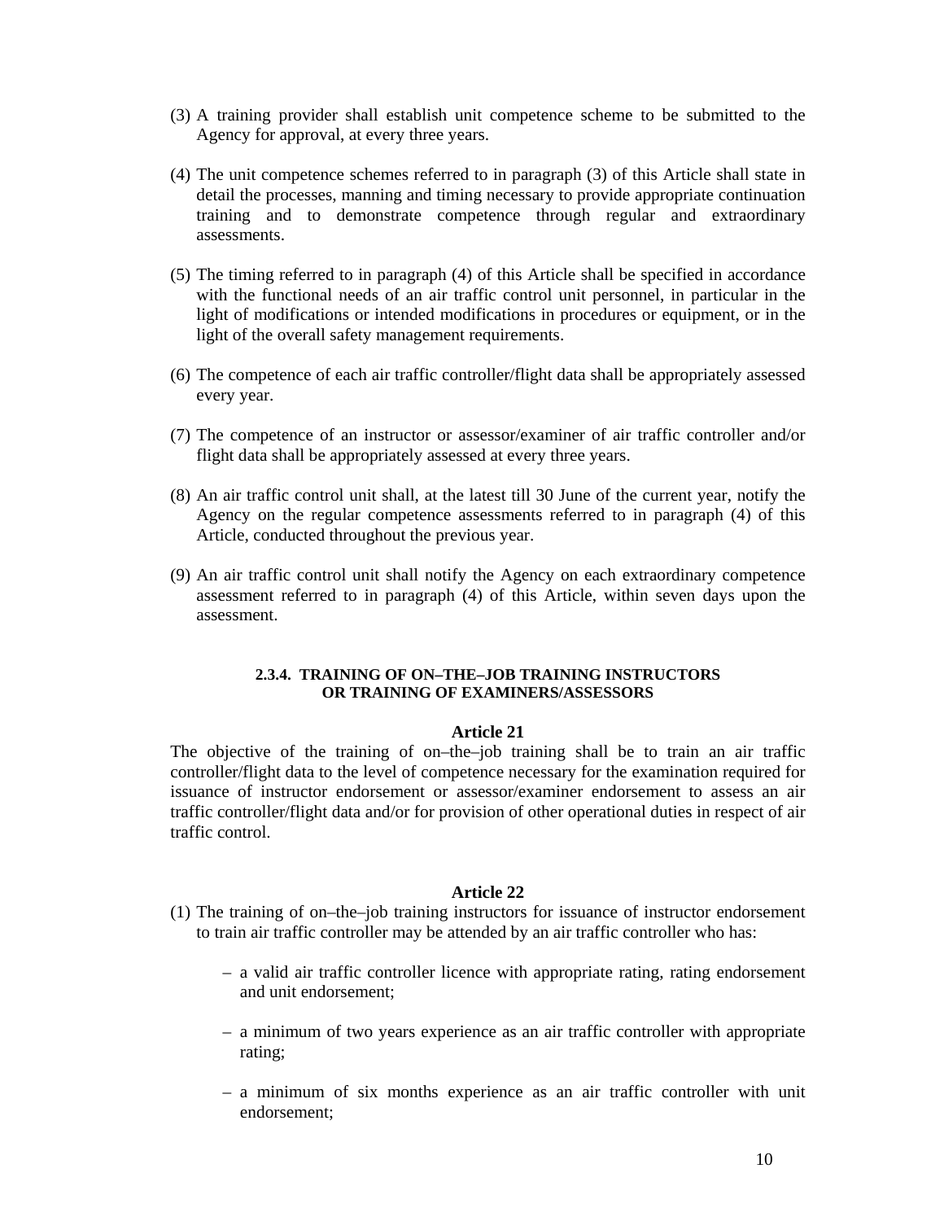(3) A training provider shall establish unit competence scheme to be submitted to the Agency for approval, at every three years.

(4) The unit competence schemes referred to in paragraph (3) of this Article shall state in detail the processes, manning and timing necessary to provide appropriate continuation training and to demonstrate competence through regular and extraordinary assessments.

(5) The timing referred to in paragraph (4) of this Article shall be specified in accordance with the functional needs of an air traffic control unit personnel, in particular in the light of modifications or intended modifications in procedures or equipment, or in the light of the overall safety management requirements.

(6) The competence of each air traffic controller/flight data shall be appropriately assessed every year.

(7) The competence of an instructor or assessor/examiner of air traffic controller and/or flight data shall be appropriately assessed at every three years.

(8) An air traffic control unit shall, at the latest till 30 June of the current year, notify the Agency on the regular competence assessments referred to in paragraph (4) of this Article, conducted throughout the previous year.

(9) An air traffic control unit shall notify the Agency on each extraordinary competence assessment referred to in paragraph (4) of this Article, within seven days upon the assessment.

### 2.3.4. TRAINING OF ON–THE–JOB TRAINING INSTRUCTORS OR TRAINING OF EXAMINERS/ASSESSORS

**Article 21**

The objective of the training of on–the–job training shall be to train an air traffic controller/flight data to the level of competence necessary for the examination required for issuance of instructor endorsement or assessor/examiner endorsement to assess an air traffic controller/flight data and/or for provision of other operational duties in respect of air traffic control.

**Article 22**

(1) The training of on–the–job training instructors for issuance of instructor endorsement to train air traffic controller may be attended by an air traffic controller who has:

- a valid air traffic controller licence with appropriate rating, rating endorsement and unit endorsement;
- a minimum of two years experience as an air traffic controller with appropriate rating;
- a minimum of six months experience as an air traffic controller with unit endorsement;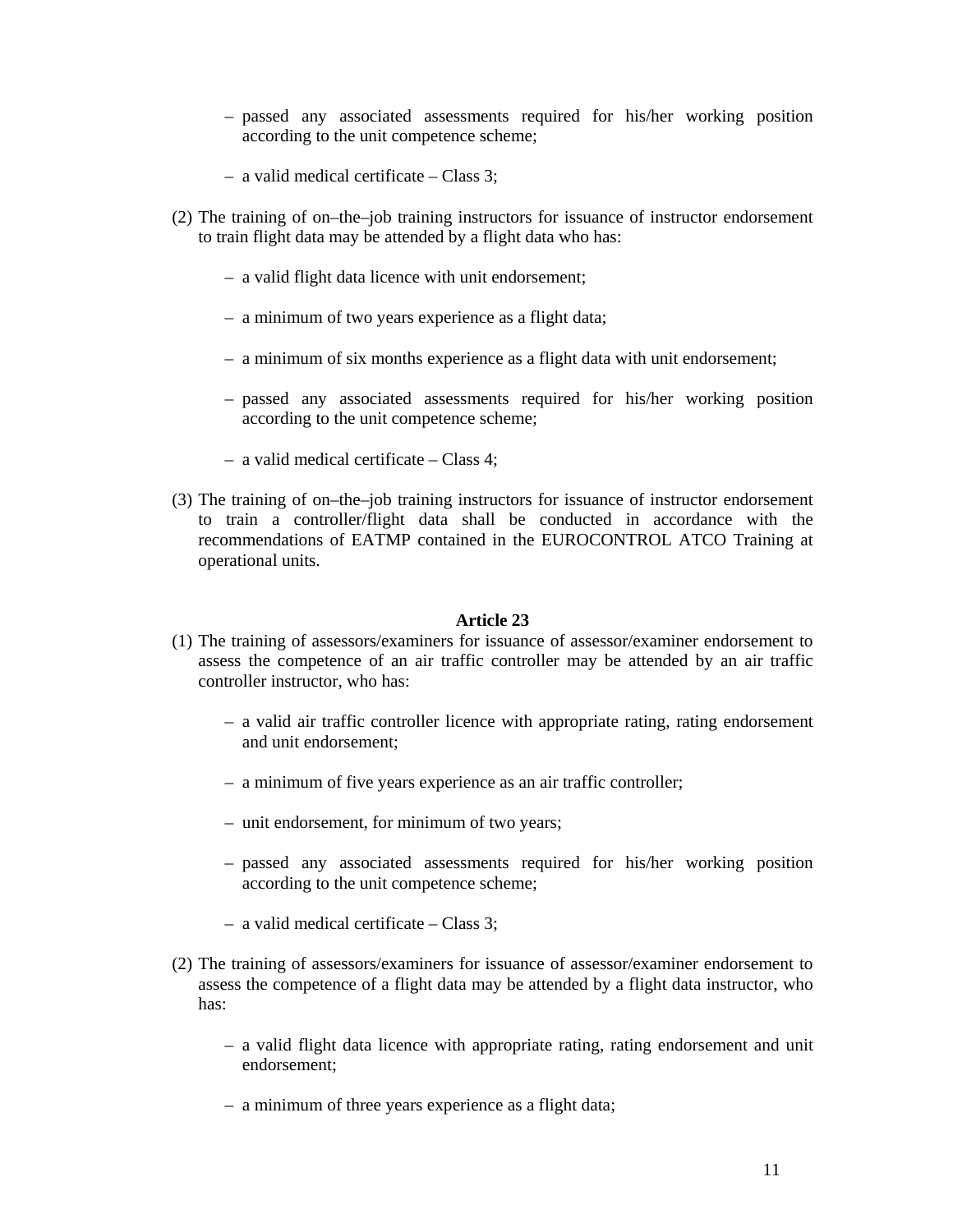– passed any associated assessments required for his/her working position according to the unit competence scheme;

– a valid medical certificate – Class 3;

(2) The training of on–the–job training instructors for issuance of instructor endorsement to train flight data may be attended by a flight data who has:

– a valid flight data licence with unit endorsement;

– a minimum of two years experience as a flight data;

– a minimum of six months experience as a flight data with unit endorsement;

– passed any associated assessments required for his/her working position according to the unit competence scheme;

– a valid medical certificate – Class 4;

(3) The training of on–the–job training instructors for issuance of instructor endorsement to train a controller/flight data shall be conducted in accordance with the recommendations of EATMP contained in the EUROCONTROL ATCO Training at operational units.

**Article 23**

(1) The training of assessors/examiners for issuance of assessor/examiner endorsement to assess the competence of an air traffic controller may be attended by an air traffic controller instructor, who has:

– a valid air traffic controller licence with appropriate rating, rating endorsement and unit endorsement;

– a minimum of five years experience as an air traffic controller;

– unit endorsement, for minimum of two years;

– passed any associated assessments required for his/her working position according to the unit competence scheme;

– a valid medical certificate – Class 3;

(2) The training of assessors/examiners for issuance of assessor/examiner endorsement to assess the competence of a flight data may be attended by a flight data instructor, who has:

– a valid flight data licence with appropriate rating, rating endorsement and unit endorsement;

– a minimum of three years experience as a flight data;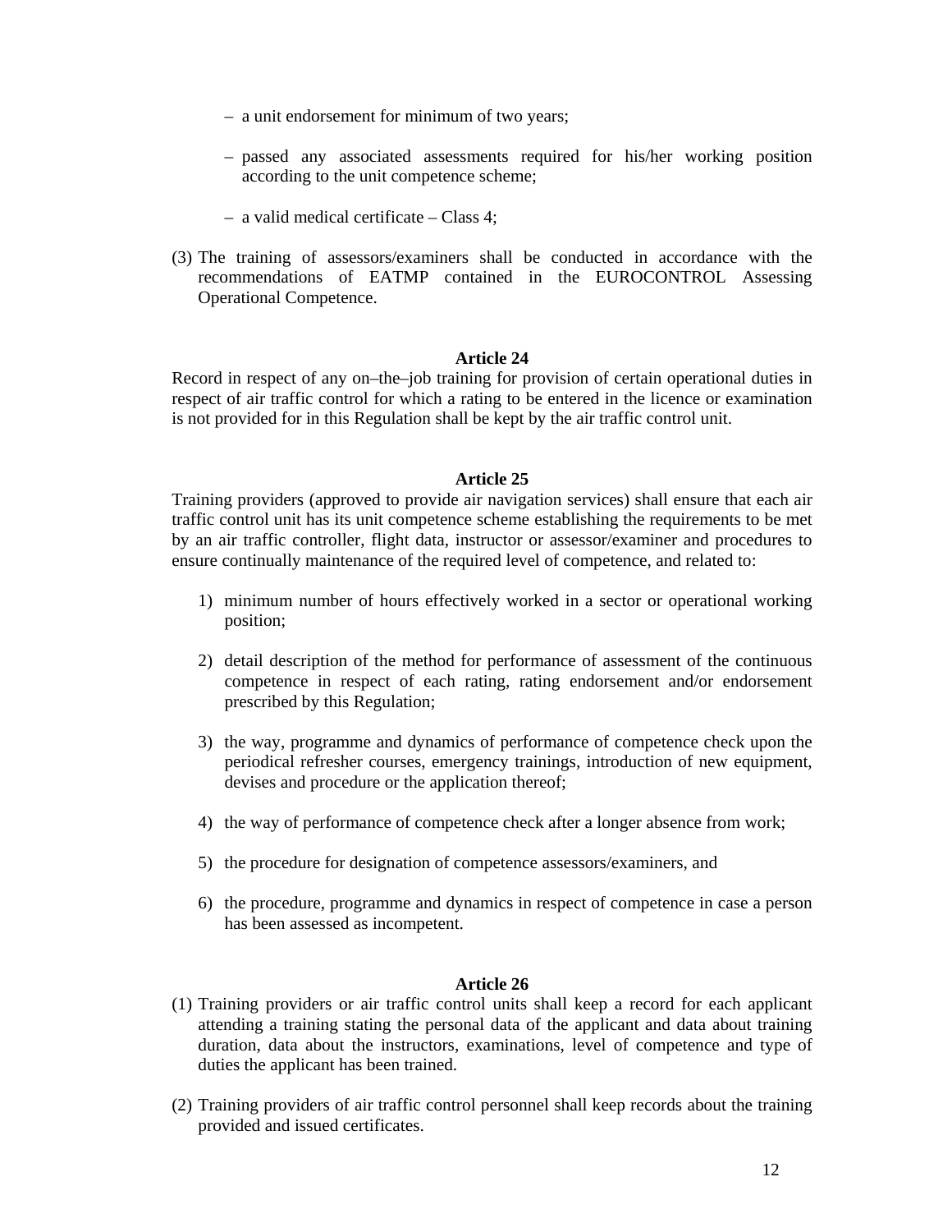– a unit endorsement for minimum of two years;

– passed any associated assessments required for his/her working position according to the unit competence scheme;

– a valid medical certificate – Class 4;

(3) The training of assessors/examiners shall be conducted in accordance with the recommendations of EATMP contained in the EUROCONTROL Assessing Operational Competence.

**Article 24**

Record in respect of any on–the–job training for provision of certain operational duties in respect of air traffic control for which a rating to be entered in the licence or examination is not provided for in this Regulation shall be kept by the air traffic control unit.

**Article 25**

Training providers (approved to provide air navigation services) shall ensure that each air traffic control unit has its unit competence scheme establishing the requirements to be met by an air traffic controller, flight data, instructor or assessor/examiner and procedures to ensure continually maintenance of the required level of competence, and related to:

1) minimum number of hours effectively worked in a sector or operational working position;

2) detail description of the method for performance of assessment of the continuous competence in respect of each rating, rating endorsement and/or endorsement prescribed by this Regulation;

3) the way, programme and dynamics of performance of competence check upon the periodical refresher courses, emergency trainings, introduction of new equipment, devises and procedure or the application thereof;

4) the way of performance of competence check after a longer absence from work;

5) the procedure for designation of competence assessors/examiners, and

6) the procedure, programme and dynamics in respect of competence in case a person has been assessed as incompetent.

**Article 26**

(1) Training providers or air traffic control units shall keep a record for each applicant attending a training stating the personal data of the applicant and data about training duration, data about the instructors, examinations, level of competence and type of duties the applicant has been trained.

(2) Training providers of air traffic control personnel shall keep records about the training provided and issued certificates.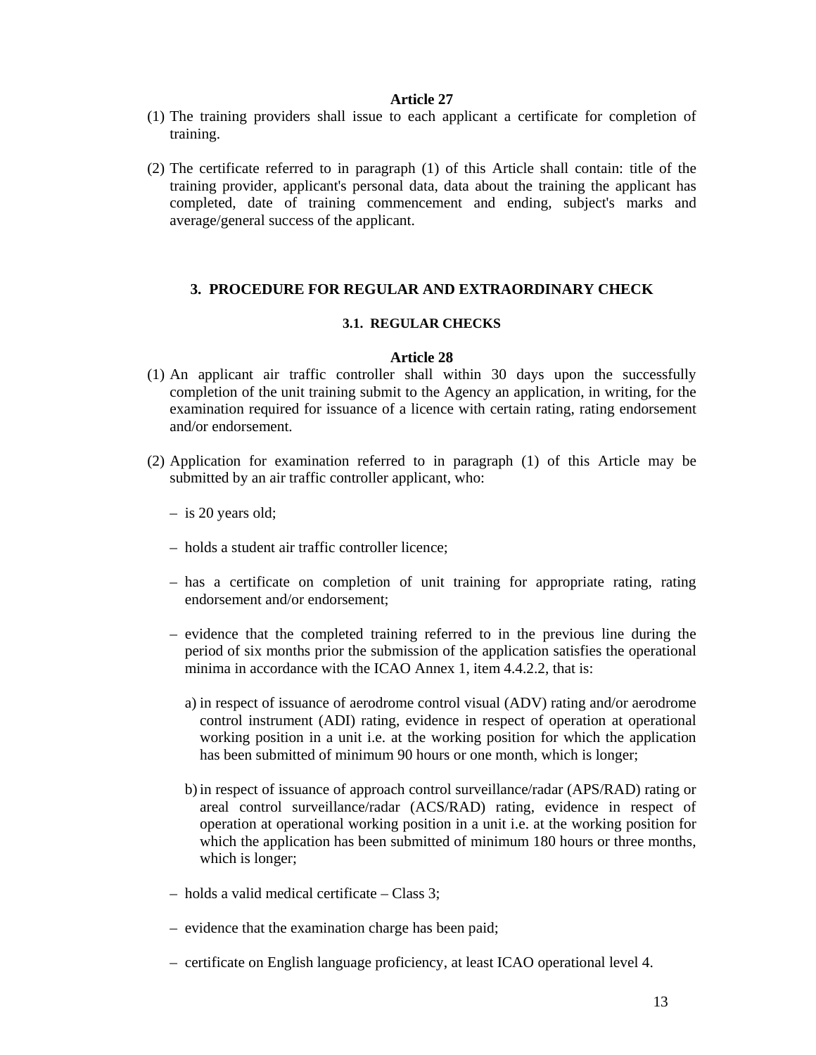**Article 27**

(1) The training providers shall issue to each applicant a certificate for completion of training.

(2) The certificate referred to in paragraph (1) of this Article shall contain: title of the training provider, applicant's personal data, data about the training the applicant has completed, date of training commencement and ending, subject's marks and average/general success of the applicant.

## 3. PROCEDURE FOR REGULAR AND EXTRAORDINARY CHECK

### 3.1. REGULAR CHECKS

**Article 28**

(1) An applicant air traffic controller shall within 30 days upon the successfully completion of the unit training submit to the Agency an application, in writing, for the examination required for issuance of a licence with certain rating, rating endorsement and/or endorsement.

(2) Application for examination referred to in paragraph (1) of this Article may be submitted by an air traffic controller applicant, who:

- is 20 years old;
- holds a student air traffic controller licence;
- has a certificate on completion of unit training for appropriate rating, rating endorsement and/or endorsement;
- evidence that the completed training referred to in the previous line during the period of six months prior the submission of the application satisfies the operational minima in accordance with the ICAO Annex 1, item 4.4.2.2, that is:
  - a) in respect of issuance of aerodrome control visual (ADV) rating and/or aerodrome control instrument (ADI) rating, evidence in respect of operation at operational working position in a unit i.e. at the working position for which the application has been submitted of minimum 90 hours or one month, which is longer;
  - b) in respect of issuance of approach control surveillance/radar (APS/RAD) rating or areal control surveillance/radar (ACS/RAD) rating, evidence in respect of operation at operational working position in a unit i.e. at the working position for which the application has been submitted of minimum 180 hours or three months, which is longer;
- holds a valid medical certificate – Class 3;
- evidence that the examination charge has been paid;
- certificate on English language proficiency, at least ICAO operational level 4.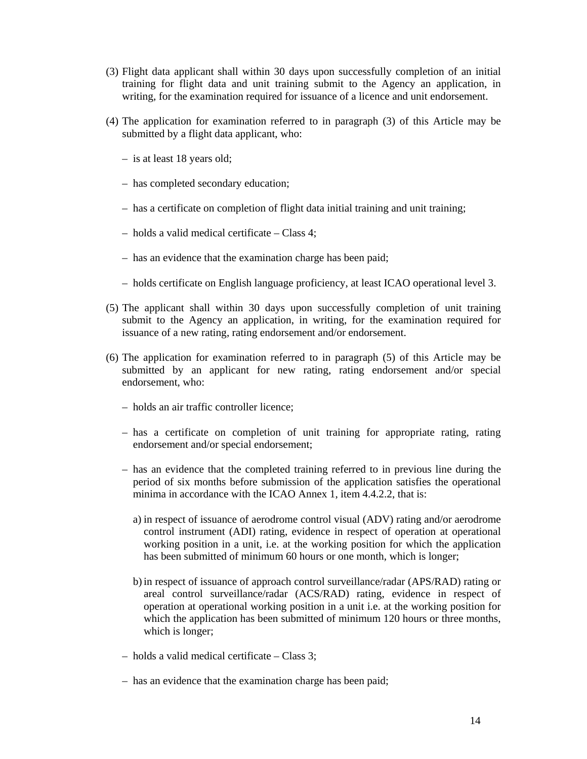(3) Flight data applicant shall within 30 days upon successfully completion of an initial training for flight data and unit training submit to the Agency an application, in writing, for the examination required for issuance of a licence and unit endorsement.

(4) The application for examination referred to in paragraph (3) of this Article may be submitted by a flight data applicant, who:

– is at least 18 years old;

– has completed secondary education;

– has a certificate on completion of flight data initial training and unit training;

– holds a valid medical certificate – Class 4;

– has an evidence that the examination charge has been paid;

– holds certificate on English language proficiency, at least ICAO operational level 3.

(5) The applicant shall within 30 days upon successfully completion of unit training submit to the Agency an application, in writing, for the examination required for issuance of a new rating, rating endorsement and/or endorsement.

(6) The application for examination referred to in paragraph (5) of this Article may be submitted by an applicant for new rating, rating endorsement and/or special endorsement, who:

– holds an air traffic controller licence;

– has a certificate on completion of unit training for appropriate rating, rating endorsement and/or special endorsement;

– has an evidence that the completed training referred to in previous line during the period of six months before submission of the application satisfies the operational minima in accordance with the ICAO Annex 1, item 4.4.2.2, that is:

  a) in respect of issuance of aerodrome control visual (ADV) rating and/or aerodrome control instrument (ADI) rating, evidence in respect of operation at operational working position in a unit, i.e. at the working position for which the application has been submitted of minimum 60 hours or one month, which is longer;

  b) in respect of issuance of approach control surveillance/radar (APS/RAD) rating or areal control surveillance/radar (ACS/RAD) rating, evidence in respect of operation at operational working position in a unit i.e. at the working position for which the application has been submitted of minimum 120 hours or three months, which is longer;

– holds a valid medical certificate – Class 3;

– has an evidence that the examination charge has been paid;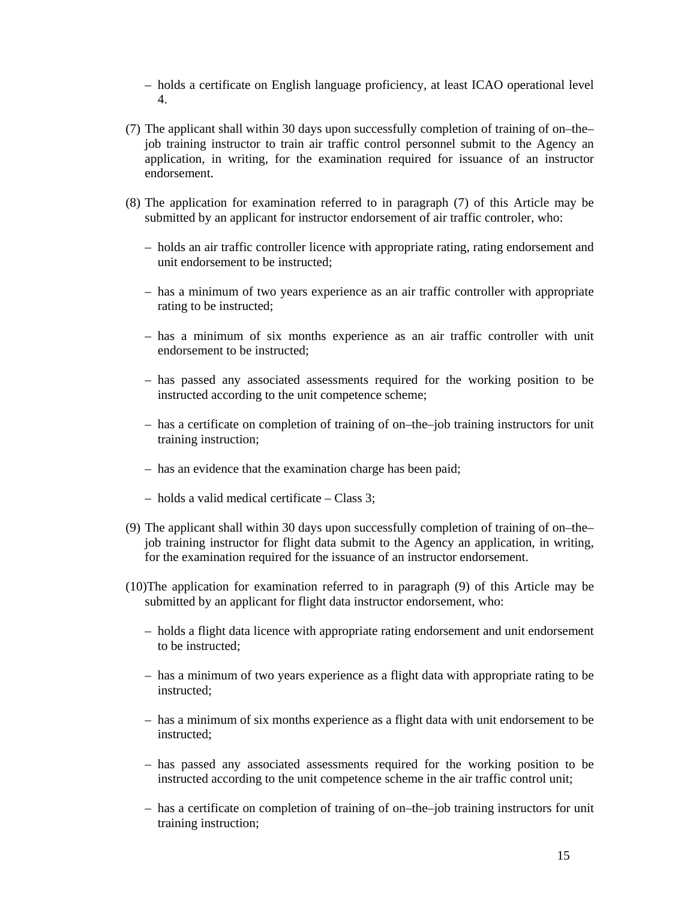- holds a certificate on English language proficiency, at least ICAO operational level 4.

(7) The applicant shall within 30 days upon successfully completion of training of on–the–job training instructor to train air traffic control personnel submit to the Agency an application, in writing, for the examination required for issuance of an instructor endorsement.

(8) The application for examination referred to in paragraph (7) of this Article may be submitted by an applicant for instructor endorsement of air traffic controler, who:

- holds an air traffic controller licence with appropriate rating, rating endorsement and unit endorsement to be instructed;
- has a minimum of two years experience as an air traffic controller with appropriate rating to be instructed;
- has a minimum of six months experience as an air traffic controller with unit endorsement to be instructed;
- has passed any associated assessments required for the working position to be instructed according to the unit competence scheme;
- has a certificate on completion of training of on–the–job training instructors for unit training instruction;
- has an evidence that the examination charge has been paid;
- holds a valid medical certificate – Class 3;

(9) The applicant shall within 30 days upon successfully completion of training of on–the–job training instructor for flight data submit to the Agency an application, in writing, for the examination required for the issuance of an instructor endorsement.

(10) The application for examination referred to in paragraph (9) of this Article may be submitted by an applicant for flight data instructor endorsement, who:

- holds a flight data licence with appropriate rating endorsement and unit endorsement to be instructed;
- has a minimum of two years experience as a flight data with appropriate rating to be instructed;
- has a minimum of six months experience as a flight data with unit endorsement to be instructed;
- has passed any associated assessments required for the working position to be instructed according to the unit competence scheme in the air traffic control unit;
- has a certificate on completion of training of on–the–job training instructors for unit training instruction;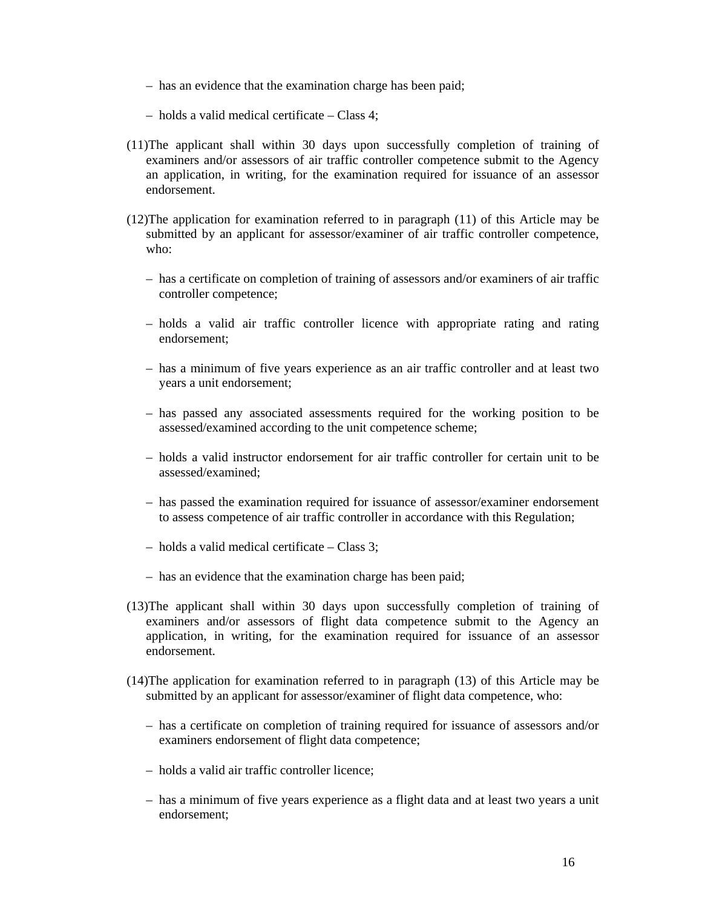– has an evidence that the examination charge has been paid;

– holds a valid medical certificate – Class 4;

(11)The applicant shall within 30 days upon successfully completion of training of examiners and/or assessors of air traffic controller competence submit to the Agency an application, in writing, for the examination required for issuance of an assessor endorsement.

(12)The application for examination referred to in paragraph (11) of this Article may be submitted by an applicant for assessor/examiner of air traffic controller competence, who:

– has a certificate on completion of training of assessors and/or examiners of air traffic controller competence;

– holds a valid air traffic controller licence with appropriate rating and rating endorsement;

– has a minimum of five years experience as an air traffic controller and at least two years a unit endorsement;

– has passed any associated assessments required for the working position to be assessed/examined according to the unit competence scheme;

– holds a valid instructor endorsement for air traffic controller for certain unit to be assessed/examined;

– has passed the examination required for issuance of assessor/examiner endorsement to assess competence of air traffic controller in accordance with this Regulation;

– holds a valid medical certificate – Class 3;

– has an evidence that the examination charge has been paid;

(13)The applicant shall within 30 days upon successfully completion of training of examiners and/or assessors of flight data competence submit to the Agency an application, in writing, for the examination required for issuance of an assessor endorsement.

(14)The application for examination referred to in paragraph (13) of this Article may be submitted by an applicant for assessor/examiner of flight data competence, who:

– has a certificate on completion of training required for issuance of assessors and/or examiners endorsement of flight data competence;

– holds a valid air traffic controller licence;

– has a minimum of five years experience as a flight data and at least two years a unit endorsement;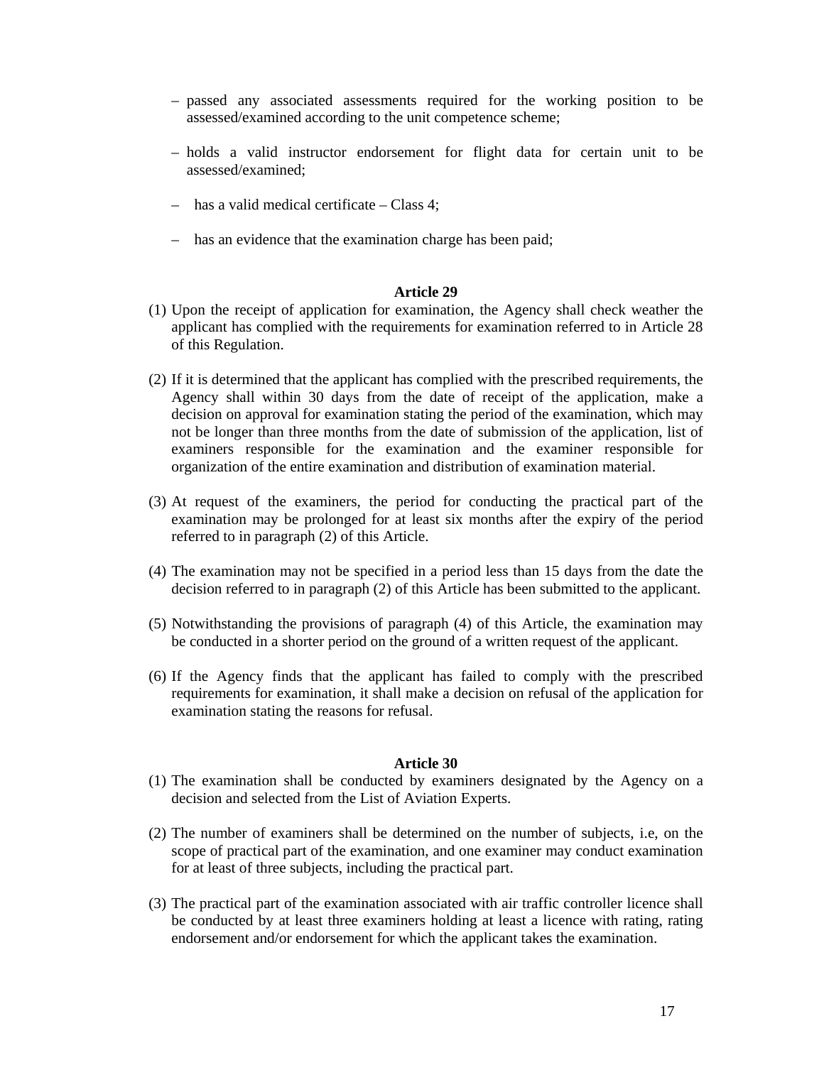- passed any associated assessments required for the working position to be assessed/examined according to the unit competence scheme;

- holds a valid instructor endorsement for flight data for certain unit to be assessed/examined;

- has a valid medical certificate – Class 4;

- has an evidence that the examination charge has been paid;

**Article 29**

(1) Upon the receipt of application for examination, the Agency shall check weather the applicant has complied with the requirements for examination referred to in Article 28 of this Regulation.

(2) If it is determined that the applicant has complied with the prescribed requirements, the Agency shall within 30 days from the date of receipt of the application, make a decision on approval for examination stating the period of the examination, which may not be longer than three months from the date of submission of the application, list of examiners responsible for the examination and the examiner responsible for organization of the entire examination and distribution of examination material.

(3) At request of the examiners, the period for conducting the practical part of the examination may be prolonged for at least six months after the expiry of the period referred to in paragraph (2) of this Article.

(4) The examination may not be specified in a period less than 15 days from the date the decision referred to in paragraph (2) of this Article has been submitted to the applicant.

(5) Notwithstanding the provisions of paragraph (4) of this Article, the examination may be conducted in a shorter period on the ground of a written request of the applicant.

(6) If the Agency finds that the applicant has failed to comply with the prescribed requirements for examination, it shall make a decision on refusal of the application for examination stating the reasons for refusal.

**Article 30**

(1) The examination shall be conducted by examiners designated by the Agency on a decision and selected from the List of Aviation Experts.

(2) The number of examiners shall be determined on the number of subjects, i.e, on the scope of practical part of the examination, and one examiner may conduct examination for at least of three subjects, including the practical part.

(3) The practical part of the examination associated with air traffic controller licence shall be conducted by at least three examiners holding at least a licence with rating, rating endorsement and/or endorsement for which the applicant takes the examination.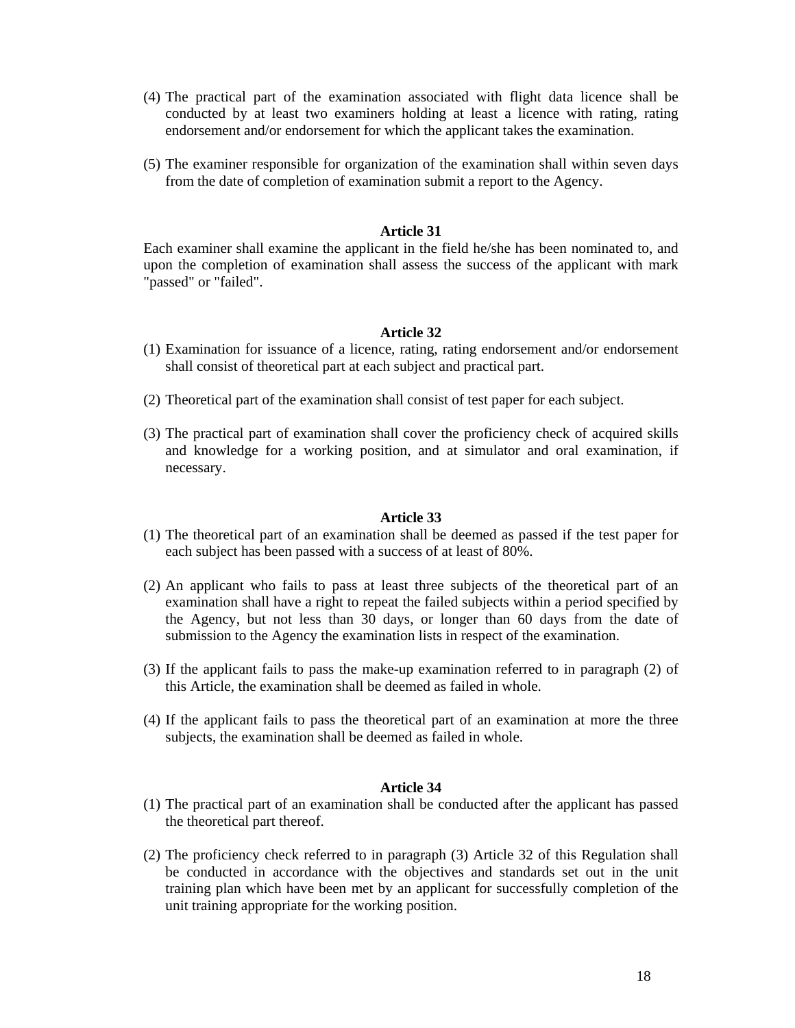(4) The practical part of the examination associated with flight data licence shall be conducted by at least two examiners holding at least a licence with rating, rating endorsement and/or endorsement for which the applicant takes the examination.

(5) The examiner responsible for organization of the examination shall within seven days from the date of completion of examination submit a report to the Agency.

**Article 31**

Each examiner shall examine the applicant in the field he/she has been nominated to, and upon the completion of examination shall assess the success of the applicant with mark "passed" or "failed".

**Article 32**

(1) Examination for issuance of a licence, rating, rating endorsement and/or endorsement shall consist of theoretical part at each subject and practical part.

(2) Theoretical part of the examination shall consist of test paper for each subject.

(3) The practical part of examination shall cover the proficiency check of acquired skills and knowledge for a working position, and at simulator and oral examination, if necessary.

**Article 33**

(1) The theoretical part of an examination shall be deemed as passed if the test paper for each subject has been passed with a success of at least of 80%.

(2) An applicant who fails to pass at least three subjects of the theoretical part of an examination shall have a right to repeat the failed subjects within a period specified by the Agency, but not less than 30 days, or longer than 60 days from the date of submission to the Agency the examination lists in respect of the examination.

(3) If the applicant fails to pass the make-up examination referred to in paragraph (2) of this Article, the examination shall be deemed as failed in whole.

(4) If the applicant fails to pass the theoretical part of an examination at more the three subjects, the examination shall be deemed as failed in whole.

**Article 34**

(1) The practical part of an examination shall be conducted after the applicant has passed the theoretical part thereof.

(2) The proficiency check referred to in paragraph (3) Article 32 of this Regulation shall be conducted in accordance with the objectives and standards set out in the unit training plan which have been met by an applicant for successfully completion of the unit training appropriate for the working position.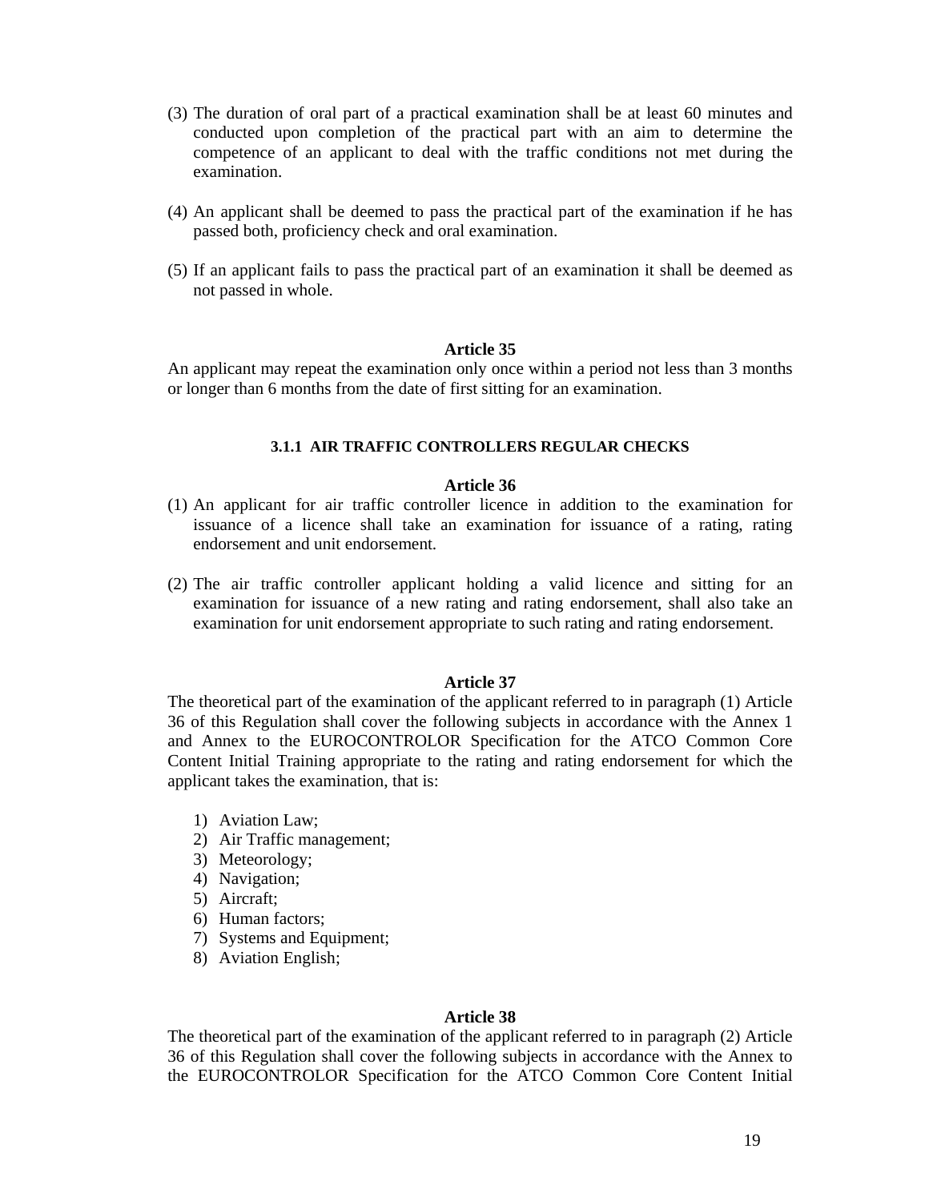(3) The duration of oral part of a practical examination shall be at least 60 minutes and conducted upon completion of the practical part with an aim to determine the competence of an applicant to deal with the traffic conditions not met during the examination.

(4) An applicant shall be deemed to pass the practical part of the examination if he has passed both, proficiency check and oral examination.

(5) If an applicant fails to pass the practical part of an examination it shall be deemed as not passed in whole.

**Article 35**

An applicant may repeat the examination only once within a period not less than 3 months or longer than 6 months from the date of first sitting for an examination.

#### 3.1.1 AIR TRAFFIC CONTROLLERS REGULAR CHECKS

**Article 36**

(1) An applicant for air traffic controller licence in addition to the examination for issuance of a licence shall take an examination for issuance of a rating, rating endorsement and unit endorsement.

(2) The air traffic controller applicant holding a valid licence and sitting for an examination for issuance of a new rating and rating endorsement, shall also take an examination for unit endorsement appropriate to such rating and rating endorsement.

**Article 37**

The theoretical part of the examination of the applicant referred to in paragraph (1) Article 36 of this Regulation shall cover the following subjects in accordance with the Annex 1 and Annex to the EUROCONTROLOR Specification for the ATCO Common Core Content Initial Training appropriate to the rating and rating endorsement for which the applicant takes the examination, that is:

1) Aviation Law;
2) Air Traffic management;
3) Meteorology;
4) Navigation;
5) Aircraft;
6) Human factors;
7) Systems and Equipment;
8) Aviation English;

**Article 38**

The theoretical part of the examination of the applicant referred to in paragraph (2) Article 36 of this Regulation shall cover the following subjects in accordance with the Annex to the EUROCONTROLOR Specification for the ATCO Common Core Content Initial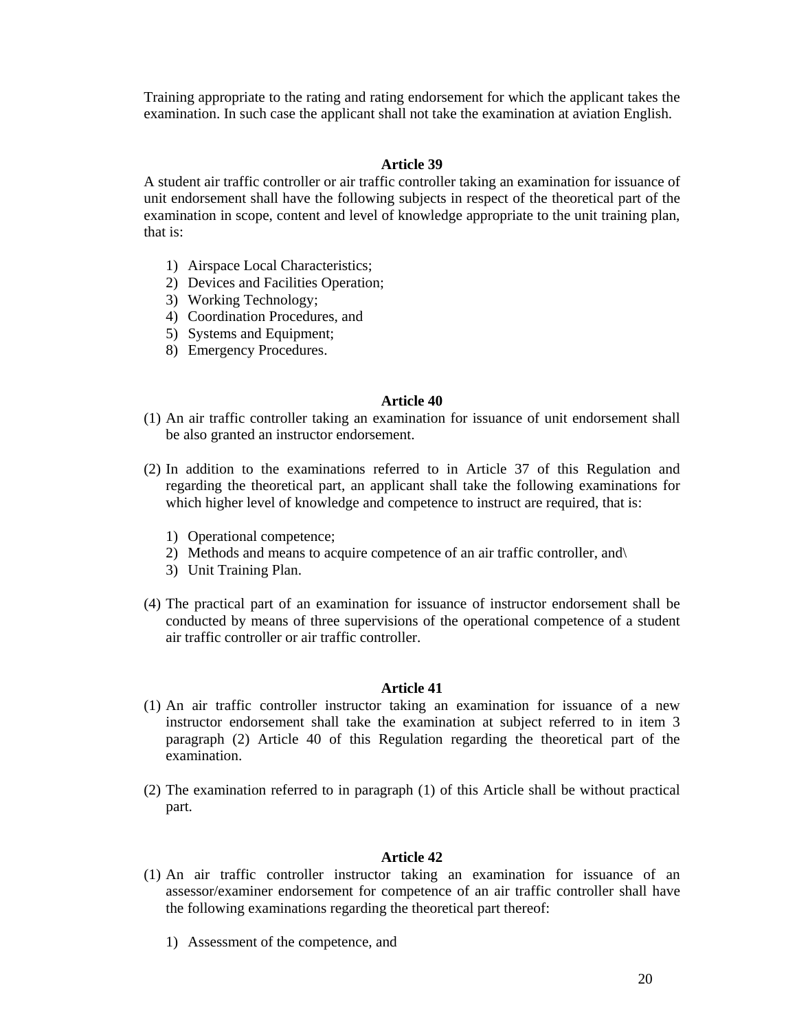Training appropriate to the rating and rating endorsement for which the applicant takes the examination. In such case the applicant shall not take the examination at aviation English.

**Article 39**

A student air traffic controller or air traffic controller taking an examination for issuance of unit endorsement shall have the following subjects in respect of the theoretical part of the examination in scope, content and level of knowledge appropriate to the unit training plan, that is:

1) Airspace Local Characteristics;
2) Devices and Facilities Operation;
3) Working Technology;
4) Coordination Procedures, and
5) Systems and Equipment;
8) Emergency Procedures.

**Article 40**

(1) An air traffic controller taking an examination for issuance of unit endorsement shall be also granted an instructor endorsement.

(2) In addition to the examinations referred to in Article 37 of this Regulation and regarding the theoretical part, an applicant shall take the following examinations for which higher level of knowledge and competence to instruct are required, that is:

   1) Operational competence;
   2) Methods and means to acquire competence of an air traffic controller, and\
   3) Unit Training Plan.

(4) The practical part of an examination for issuance of instructor endorsement shall be conducted by means of three supervisions of the operational competence of a student air traffic controller or air traffic controller.

**Article 41**

(1) An air traffic controller instructor taking an examination for issuance of a new instructor endorsement shall take the examination at subject referred to in item 3 paragraph (2) Article 40 of this Regulation regarding the theoretical part of the examination.

(2) The examination referred to in paragraph (1) of this Article shall be without practical part.

**Article 42**

(1) An air traffic controller instructor taking an examination for issuance of an assessor/examiner endorsement for competence of an air traffic controller shall have the following examinations regarding the theoretical part thereof:

   1) Assessment of the competence, and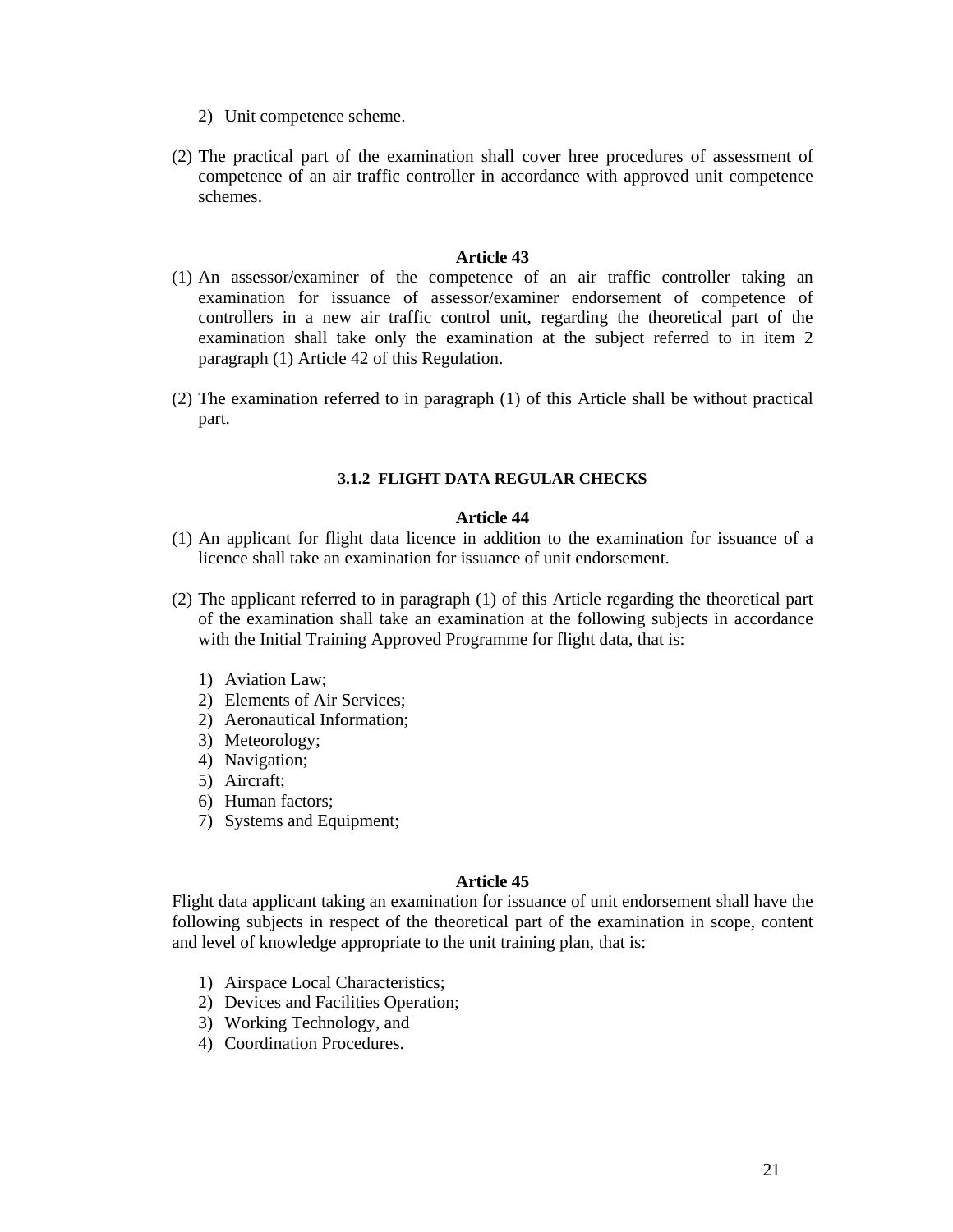2) Unit competence scheme.

(2) The practical part of the examination shall cover hree procedures of assessment of competence of an air traffic controller in accordance with approved unit competence schemes.

**Article 43**

(1) An assessor/examiner of the competence of an air traffic controller taking an examination for issuance of assessor/examiner endorsement of competence of controllers in a new air traffic control unit, regarding the theoretical part of the examination shall take only the examination at the subject referred to in item 2 paragraph (1) Article 42 of this Regulation.

(2) The examination referred to in paragraph (1) of this Article shall be without practical part.

#### 3.1.2 FLIGHT DATA REGULAR CHECKS

**Article 44**

(1) An applicant for flight data licence in addition to the examination for issuance of a licence shall take an examination for issuance of unit endorsement.

(2) The applicant referred to in paragraph (1) of this Article regarding the theoretical part of the examination shall take an examination at the following subjects in accordance with the Initial Training Approved Programme for flight data, that is:

1) Aviation Law;
2) Elements of Air Services;
2) Aeronautical Information;
3) Meteorology;
4) Navigation;
5) Aircraft;
6) Human factors;
7) Systems and Equipment;

**Article 45**

Flight data applicant taking an examination for issuance of unit endorsement shall have the following subjects in respect of the theoretical part of the examination in scope, content and level of knowledge appropriate to the unit training plan, that is:

1) Airspace Local Characteristics;
2) Devices and Facilities Operation;
3) Working Technology, and
4) Coordination Procedures.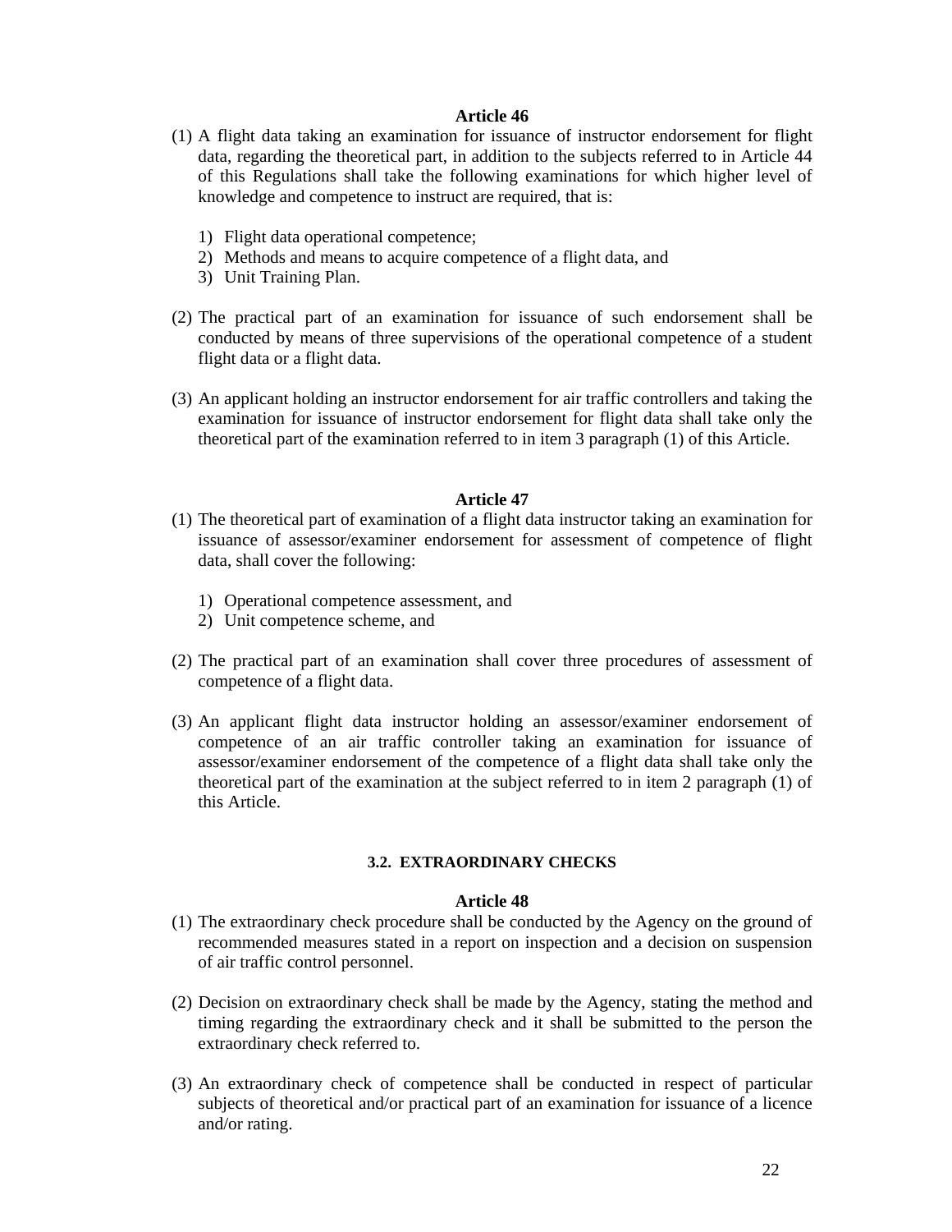**Article 46**

(1) A flight data taking an examination for issuance of instructor endorsement for flight data, regarding the theoretical part, in addition to the subjects referred to in Article 44 of this Regulations shall take the following examinations for which higher level of knowledge and competence to instruct are required, that is:

1) Flight data operational competence;
2) Methods and means to acquire competence of a flight data, and
3) Unit Training Plan.

(2) The practical part of an examination for issuance of such endorsement shall be conducted by means of three supervisions of the operational competence of a student flight data or a flight data.

(3) An applicant holding an instructor endorsement for air traffic controllers and taking the examination for issuance of instructor endorsement for flight data shall take only the theoretical part of the examination referred to in item 3 paragraph (1) of this Article.

**Article 47**

(1) The theoretical part of examination of a flight data instructor taking an examination for issuance of assessor/examiner endorsement for assessment of competence of flight data, shall cover the following:

1) Operational competence assessment, and
2) Unit competence scheme, and

(2) The practical part of an examination shall cover three procedures of assessment of competence of a flight data.

(3) An applicant flight data instructor holding an assessor/examiner endorsement of competence of an air traffic controller taking an examination for issuance of assessor/examiner endorsement of the competence of a flight data shall take only the theoretical part of the examination at the subject referred to in item 2 paragraph (1) of this Article.

### 3.2. EXTRAORDINARY CHECKS

**Article 48**

(1) The extraordinary check procedure shall be conducted by the Agency on the ground of recommended measures stated in a report on inspection and a decision on suspension of air traffic control personnel.

(2) Decision on extraordinary check shall be made by the Agency, stating the method and timing regarding the extraordinary check and it shall be submitted to the person the extraordinary check referred to.

(3) An extraordinary check of competence shall be conducted in respect of particular subjects of theoretical and/or practical part of an examination for issuance of a licence and/or rating.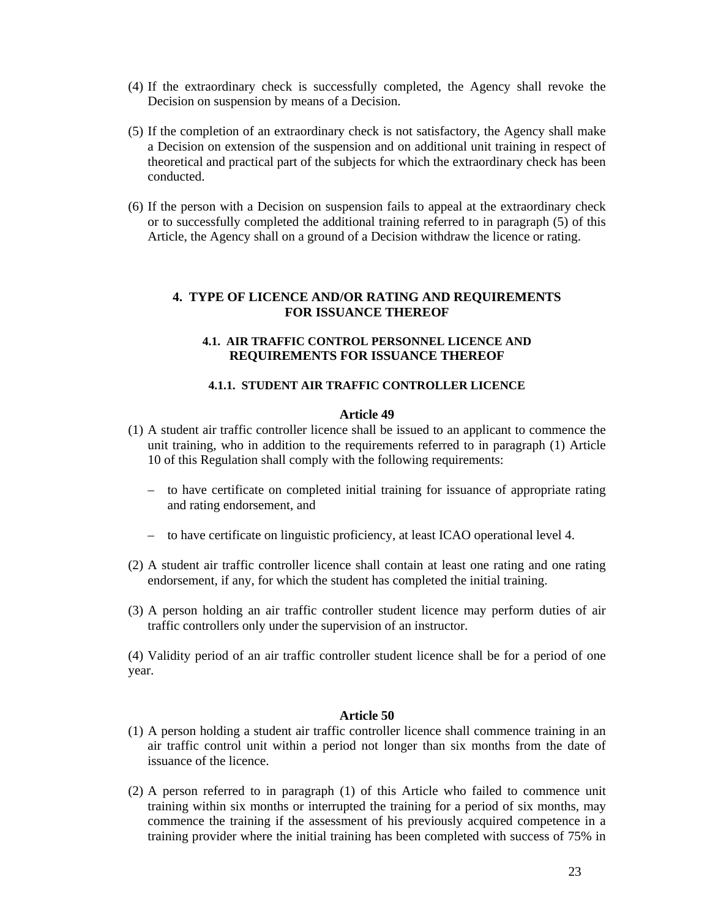(4) If the extraordinary check is successfully completed, the Agency shall revoke the Decision on suspension by means of a Decision.

(5) If the completion of an extraordinary check is not satisfactory, the Agency shall make a Decision on extension of the suspension and on additional unit training in respect of theoretical and practical part of the subjects for which the extraordinary check has been conducted.

(6) If the person with a Decision on suspension fails to appeal at the extraordinary check or to successfully completed the additional training referred to in paragraph (5) of this Article, the Agency shall on a ground of a Decision withdraw the licence or rating.

## 4. TYPE OF LICENCE AND/OR RATING AND REQUIREMENTS FOR ISSUANCE THEREOF

### 4.1. AIR TRAFFIC CONTROL PERSONNEL LICENCE AND REQUIREMENTS FOR ISSUANCE THEREOF

#### 4.1.1. STUDENT AIR TRAFFIC CONTROLLER LICENCE

**Article 49**

(1) A student air traffic controller licence shall be issued to an applicant to commence the unit training, who in addition to the requirements referred to in paragraph (1) Article 10 of this Regulation shall comply with the following requirements:

– to have certificate on completed initial training for issuance of appropriate rating and rating endorsement, and

– to have certificate on linguistic proficiency, at least ICAO operational level 4.

(2) A student air traffic controller licence shall contain at least one rating and one rating endorsement, if any, for which the student has completed the initial training.

(3) A person holding an air traffic controller student licence may perform duties of air traffic controllers only under the supervision of an instructor.

(4) Validity period of an air traffic controller student licence shall be for a period of one year.

**Article 50**

(1) A person holding a student air traffic controller licence shall commence training in an air traffic control unit within a period not longer than six months from the date of issuance of the licence.

(2) A person referred to in paragraph (1) of this Article who failed to commence unit training within six months or interrupted the training for a period of six months, may commence the training if the assessment of his previously acquired competence in a training provider where the initial training has been completed with success of 75% in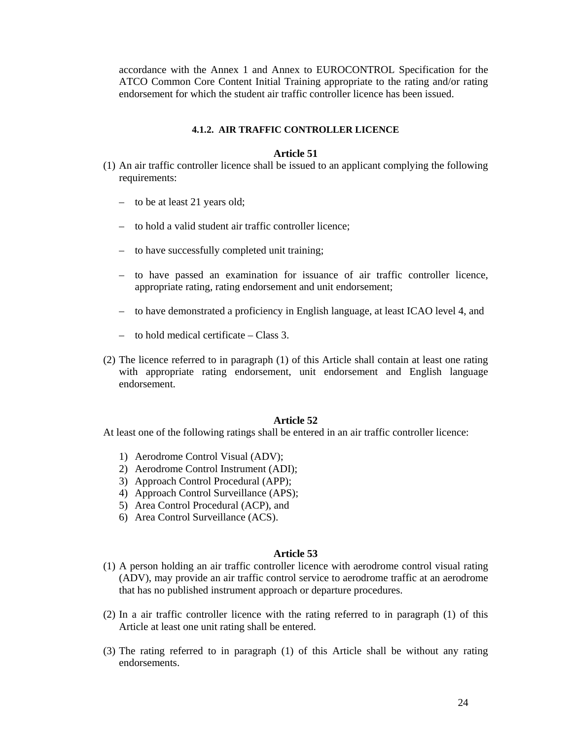accordance with the Annex 1 and Annex to EUROCONTROL Specification for the ATCO Common Core Content Initial Training appropriate to the rating and/or rating endorsement for which the student air traffic controller licence has been issued.

#### 4.1.2. AIR TRAFFIC CONTROLLER LICENCE

**Article 51**

(1) An air traffic controller licence shall be issued to an applicant complying the following requirements:

– to be at least 21 years old;

– to hold a valid student air traffic controller licence;

– to have successfully completed unit training;

– to have passed an examination for issuance of air traffic controller licence, appropriate rating, rating endorsement and unit endorsement;

– to have demonstrated a proficiency in English language, at least ICAO level 4, and

– to hold medical certificate – Class 3.

(2) The licence referred to in paragraph (1) of this Article shall contain at least one rating with appropriate rating endorsement, unit endorsement and English language endorsement.

**Article 52**

At least one of the following ratings shall be entered in an air traffic controller licence:

1) Aerodrome Control Visual (ADV);
2) Aerodrome Control Instrument (ADI);
3) Approach Control Procedural (APP);
4) Approach Control Surveillance (APS);
5) Area Control Procedural (ACP), and
6) Area Control Surveillance (ACS).

**Article 53**

(1) A person holding an air traffic controller licence with aerodrome control visual rating (ADV), may provide an air traffic control service to aerodrome traffic at an aerodrome that has no published instrument approach or departure procedures.

(2) In a air traffic controller licence with the rating referred to in paragraph (1) of this Article at least one unit rating shall be entered.

(3) The rating referred to in paragraph (1) of this Article shall be without any rating endorsements.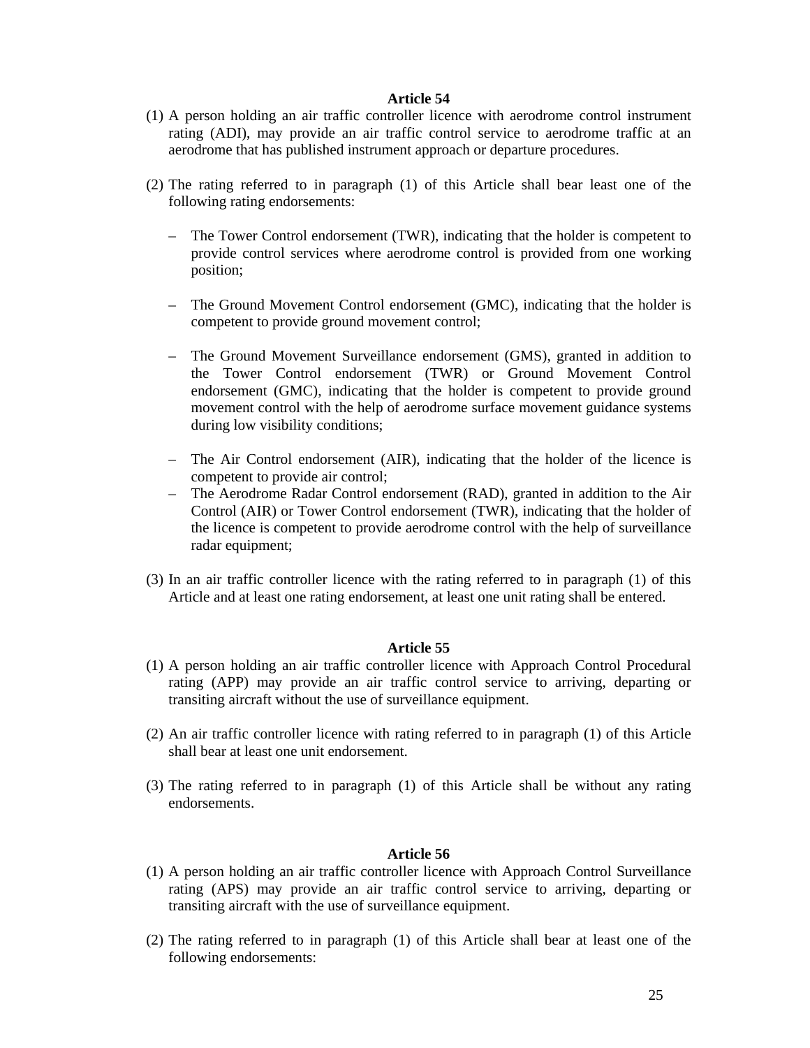**Article 54**

(1) A person holding an air traffic controller licence with aerodrome control instrument rating (ADI), may provide an air traffic control service to aerodrome traffic at an aerodrome that has published instrument approach or departure procedures.

(2) The rating referred to in paragraph (1) of this Article shall bear least one of the following rating endorsements:

– The Tower Control endorsement (TWR), indicating that the holder is competent to provide control services where aerodrome control is provided from one working position;

– The Ground Movement Control endorsement (GMC), indicating that the holder is competent to provide ground movement control;

– The Ground Movement Surveillance endorsement (GMS), granted in addition to the Tower Control endorsement (TWR) or Ground Movement Control endorsement (GMC), indicating that the holder is competent to provide ground movement control with the help of aerodrome surface movement guidance systems during low visibility conditions;

– The Air Control endorsement (AIR), indicating that the holder of the licence is competent to provide air control;
– The Aerodrome Radar Control endorsement (RAD), granted in addition to the Air Control (AIR) or Tower Control endorsement (TWR), indicating that the holder of the licence is competent to provide aerodrome control with the help of surveillance radar equipment;

(3) In an air traffic controller licence with the rating referred to in paragraph (1) of this Article and at least one rating endorsement, at least one unit rating shall be entered.

**Article 55**

(1) A person holding an air traffic controller licence with Approach Control Procedural rating (APP) may provide an air traffic control service to arriving, departing or transiting aircraft without the use of surveillance equipment.

(2) An air traffic controller licence with rating referred to in paragraph (1) of this Article shall bear at least one unit endorsement.

(3) The rating referred to in paragraph (1) of this Article shall be without any rating endorsements.

**Article 56**

(1) A person holding an air traffic controller licence with Approach Control Surveillance rating (APS) may provide an air traffic control service to arriving, departing or transiting aircraft with the use of surveillance equipment.

(2) The rating referred to in paragraph (1) of this Article shall bear at least one of the following endorsements: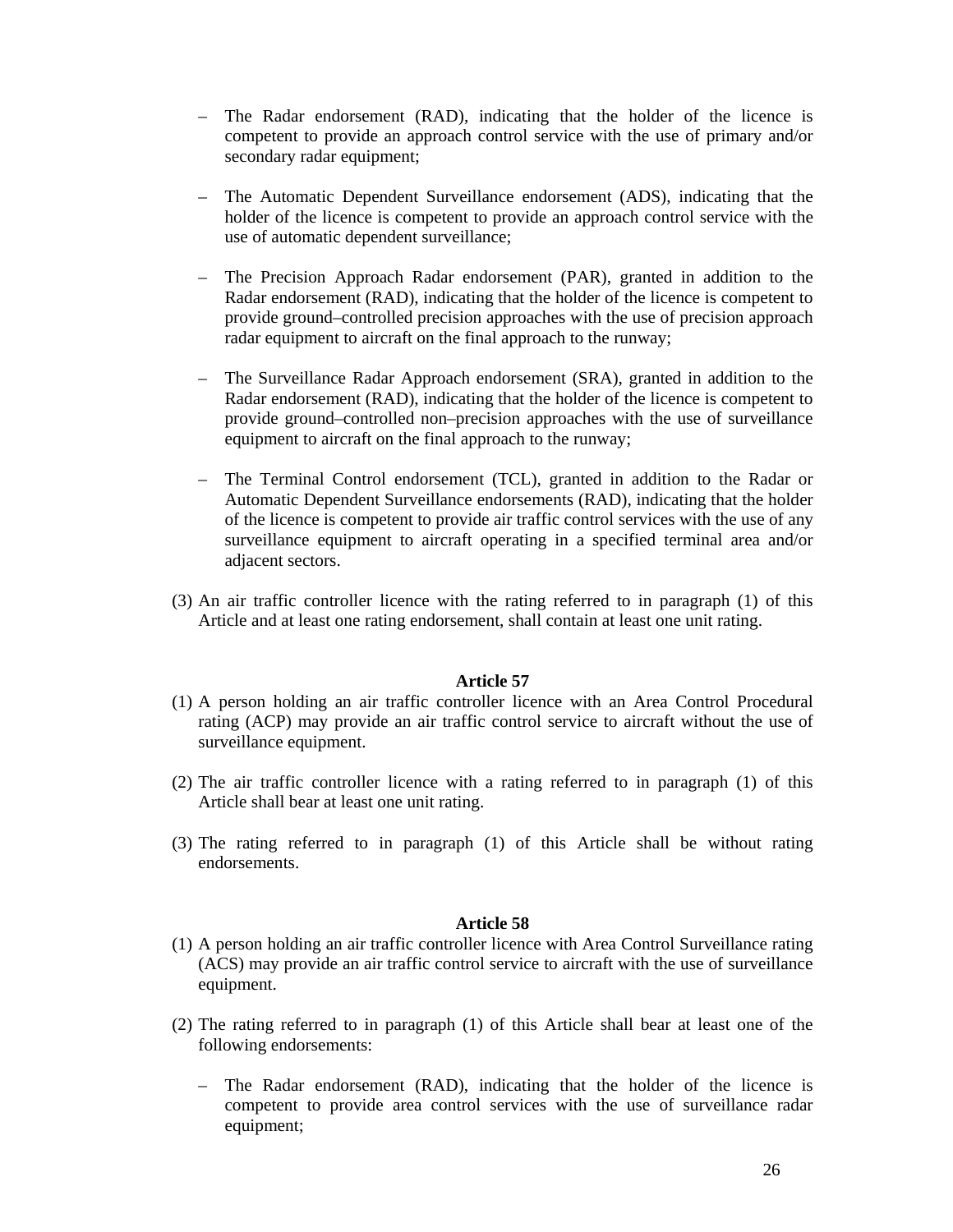- The Radar endorsement (RAD), indicating that the holder of the licence is competent to provide an approach control service with the use of primary and/or secondary radar equipment;

- The Automatic Dependent Surveillance endorsement (ADS), indicating that the holder of the licence is competent to provide an approach control service with the use of automatic dependent surveillance;

- The Precision Approach Radar endorsement (PAR), granted in addition to the Radar endorsement (RAD), indicating that the holder of the licence is competent to provide ground–controlled precision approaches with the use of precision approach radar equipment to aircraft on the final approach to the runway;

- The Surveillance Radar Approach endorsement (SRA), granted in addition to the Radar endorsement (RAD), indicating that the holder of the licence is competent to provide ground–controlled non–precision approaches with the use of surveillance equipment to aircraft on the final approach to the runway;

- The Terminal Control endorsement (TCL), granted in addition to the Radar or Automatic Dependent Surveillance endorsements (RAD), indicating that the holder of the licence is competent to provide air traffic control services with the use of any surveillance equipment to aircraft operating in a specified terminal area and/or adjacent sectors.

(3) An air traffic controller licence with the rating referred to in paragraph (1) of this Article and at least one rating endorsement, shall contain at least one unit rating.

**Article 57**

(1) A person holding an air traffic controller licence with an Area Control Procedural rating (ACP) may provide an air traffic control service to aircraft without the use of surveillance equipment.

(2) The air traffic controller licence with a rating referred to in paragraph (1) of this Article shall bear at least one unit rating.

(3) The rating referred to in paragraph (1) of this Article shall be without rating endorsements.

**Article 58**

(1) A person holding an air traffic controller licence with Area Control Surveillance rating (ACS) may provide an air traffic control service to aircraft with the use of surveillance equipment.

(2) The rating referred to in paragraph (1) of this Article shall bear at least one of the following endorsements:

- The Radar endorsement (RAD), indicating that the holder of the licence is competent to provide area control services with the use of surveillance radar equipment;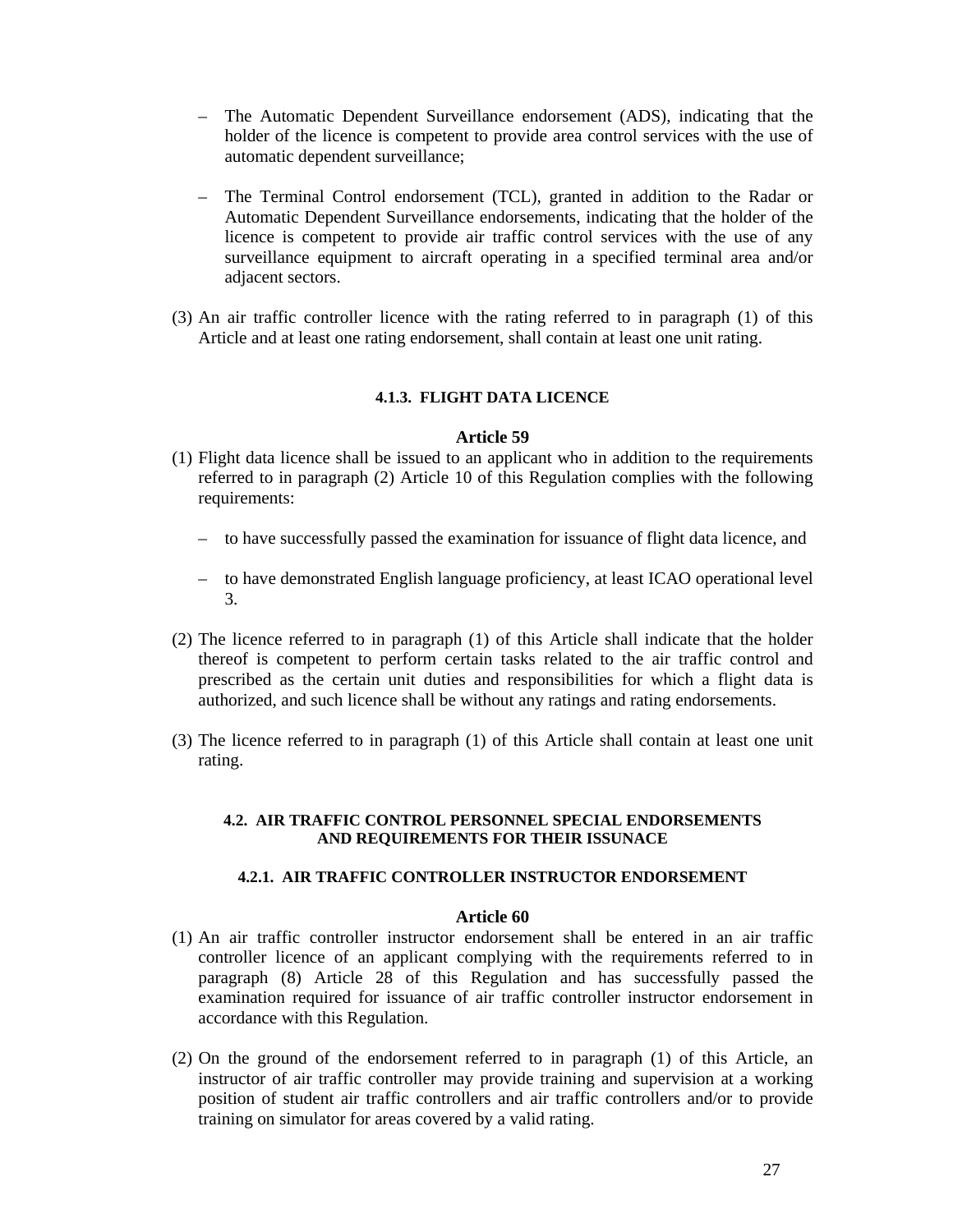- The Automatic Dependent Surveillance endorsement (ADS), indicating that the holder of the licence is competent to provide area control services with the use of automatic dependent surveillance;

- The Terminal Control endorsement (TCL), granted in addition to the Radar or Automatic Dependent Surveillance endorsements, indicating that the holder of the licence is competent to provide air traffic control services with the use of any surveillance equipment to aircraft operating in a specified terminal area and/or adjacent sectors.

(3) An air traffic controller licence with the rating referred to in paragraph (1) of this Article and at least one rating endorsement, shall contain at least one unit rating.

#### 4.1.3. FLIGHT DATA LICENCE

**Article 59**

(1) Flight data licence shall be issued to an applicant who in addition to the requirements referred to in paragraph (2) Article 10 of this Regulation complies with the following requirements:

- to have successfully passed the examination for issuance of flight data licence, and

- to have demonstrated English language proficiency, at least ICAO operational level 3.

(2) The licence referred to in paragraph (1) of this Article shall indicate that the holder thereof is competent to perform certain tasks related to the air traffic control and prescribed as the certain unit duties and responsibilities for which a flight data is authorized, and such licence shall be without any ratings and rating endorsements.

(3) The licence referred to in paragraph (1) of this Article shall contain at least one unit rating.

### 4.2. AIR TRAFFIC CONTROL PERSONNEL SPECIAL ENDORSEMENTS AND REQUIREMENTS FOR THEIR ISSUNACE

#### 4.2.1. AIR TRAFFIC CONTROLLER INSTRUCTOR ENDORSEMENT

**Article 60**

(1) An air traffic controller instructor endorsement shall be entered in an air traffic controller licence of an applicant complying with the requirements referred to in paragraph (8) Article 28 of this Regulation and has successfully passed the examination required for issuance of air traffic controller instructor endorsement in accordance with this Regulation.

(2) On the ground of the endorsement referred to in paragraph (1) of this Article, an instructor of air traffic controller may provide training and supervision at a working position of student air traffic controllers and air traffic controllers and/or to provide training on simulator for areas covered by a valid rating.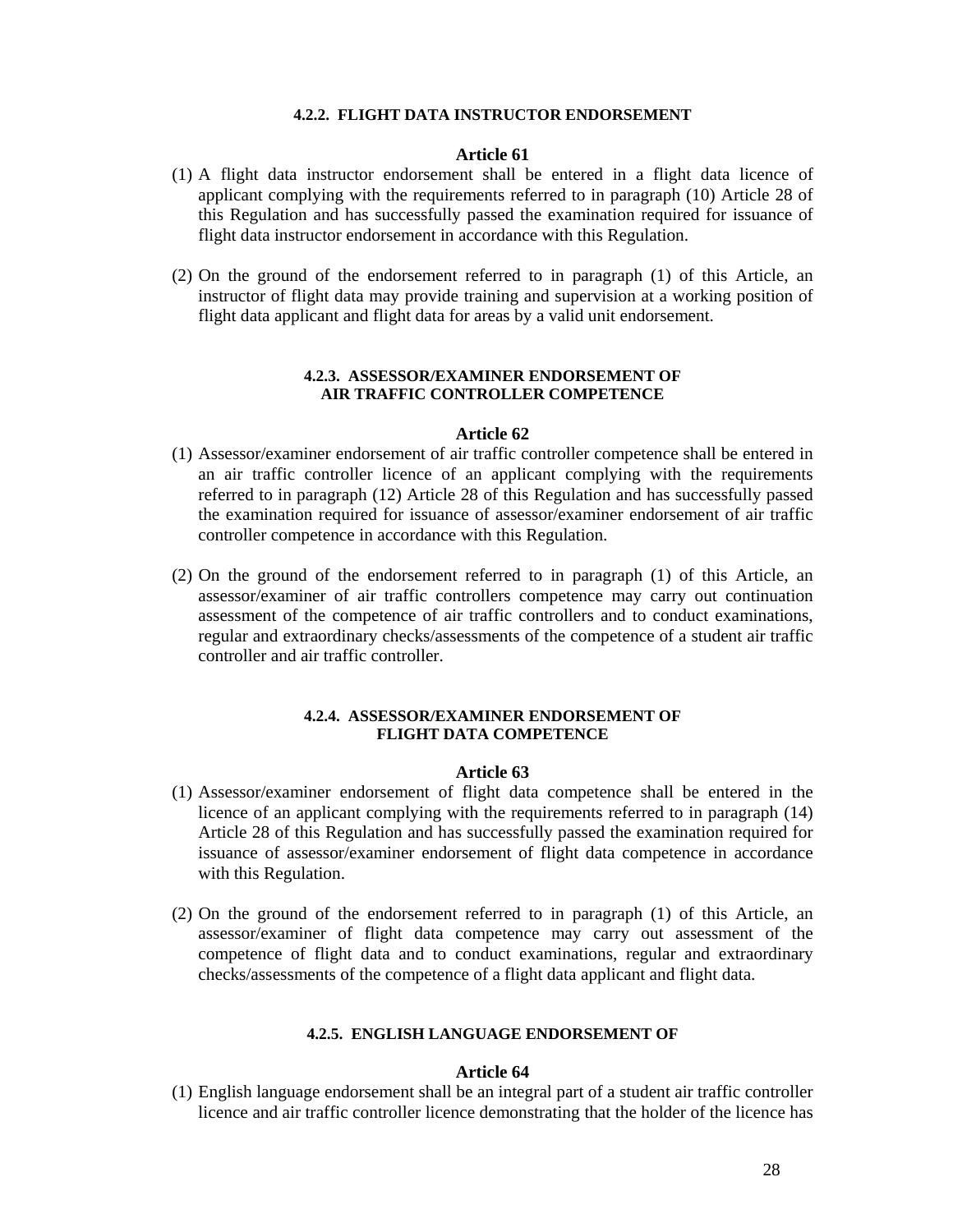#### 4.2.2. FLIGHT DATA INSTRUCTOR ENDORSEMENT

**Article 61**

(1) A flight data instructor endorsement shall be entered in a flight data licence of applicant complying with the requirements referred to in paragraph (10) Article 28 of this Regulation and has successfully passed the examination required for issuance of flight data instructor endorsement in accordance with this Regulation.

(2) On the ground of the endorsement referred to in paragraph (1) of this Article, an instructor of flight data may provide training and supervision at a working position of flight data applicant and flight data for areas by a valid unit endorsement.

#### 4.2.3. ASSESSOR/EXAMINER ENDORSEMENT OF AIR TRAFFIC CONTROLLER COMPETENCE

**Article 62**

(1) Assessor/examiner endorsement of air traffic controller competence shall be entered in an air traffic controller licence of an applicant complying with the requirements referred to in paragraph (12) Article 28 of this Regulation and has successfully passed the examination required for issuance of assessor/examiner endorsement of air traffic controller competence in accordance with this Regulation.

(2) On the ground of the endorsement referred to in paragraph (1) of this Article, an assessor/examiner of air traffic controllers competence may carry out continuation assessment of the competence of air traffic controllers and to conduct examinations, regular and extraordinary checks/assessments of the competence of a student air traffic controller and air traffic controller.

#### 4.2.4. ASSESSOR/EXAMINER ENDORSEMENT OF FLIGHT DATA COMPETENCE

**Article 63**

(1) Assessor/examiner endorsement of flight data competence shall be entered in the licence of an applicant complying with the requirements referred to in paragraph (14) Article 28 of this Regulation and has successfully passed the examination required for issuance of assessor/examiner endorsement of flight data competence in accordance with this Regulation.

(2) On the ground of the endorsement referred to in paragraph (1) of this Article, an assessor/examiner of flight data competence may carry out assessment of the competence of flight data and to conduct examinations, regular and extraordinary checks/assessments of the competence of a flight data applicant and flight data.

#### 4.2.5. ENGLISH LANGUAGE ENDORSEMENT OF

**Article 64**

(1) English language endorsement shall be an integral part of a student air traffic controller licence and air traffic controller licence demonstrating that the holder of the licence has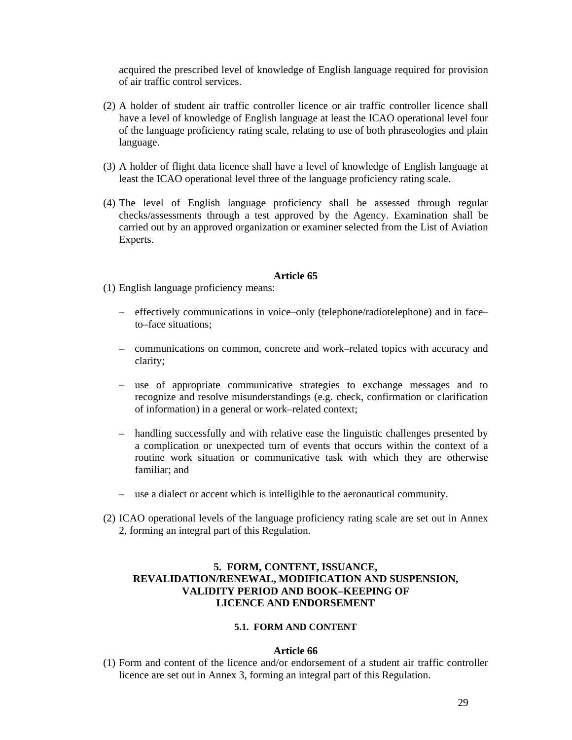acquired the prescribed level of knowledge of English language required for provision of air traffic control services.

(2) A holder of student air traffic controller licence or air traffic controller licence shall have a level of knowledge of English language at least the ICAO operational level four of the language proficiency rating scale, relating to use of both phraseologies and plain language.

(3) A holder of flight data licence shall have a level of knowledge of English language at least the ICAO operational level three of the language proficiency rating scale.

(4) The level of English language proficiency shall be assessed through regular checks/assessments through a test approved by the Agency. Examination shall be carried out by an approved organization or examiner selected from the List of Aviation Experts.

**Article 65**

(1) English language proficiency means:

– effectively communications in voice–only (telephone/radiotelephone) and in face–to–face situations;

– communications on common, concrete and work–related topics with accuracy and clarity;

– use of appropriate communicative strategies to exchange messages and to recognize and resolve misunderstandings (e.g. check, confirmation or clarification of information) in a general or work–related context;

– handling successfully and with relative ease the linguistic challenges presented by a complication or unexpected turn of events that occurs within the context of a routine work situation or communicative task with which they are otherwise familiar; and

– use a dialect or accent which is intelligible to the aeronautical community.

(2) ICAO operational levels of the language proficiency rating scale are set out in Annex 2, forming an integral part of this Regulation.

## 5. FORM, CONTENT, ISSUANCE, REVALIDATION/RENEWAL, MODIFICATION AND SUSPENSION, VALIDITY PERIOD AND BOOK–KEEPING OF LICENCE AND ENDORSEMENT

### 5.1. FORM AND CONTENT

**Article 66**

(1) Form and content of the licence and/or endorsement of a student air traffic controller licence are set out in Annex 3, forming an integral part of this Regulation.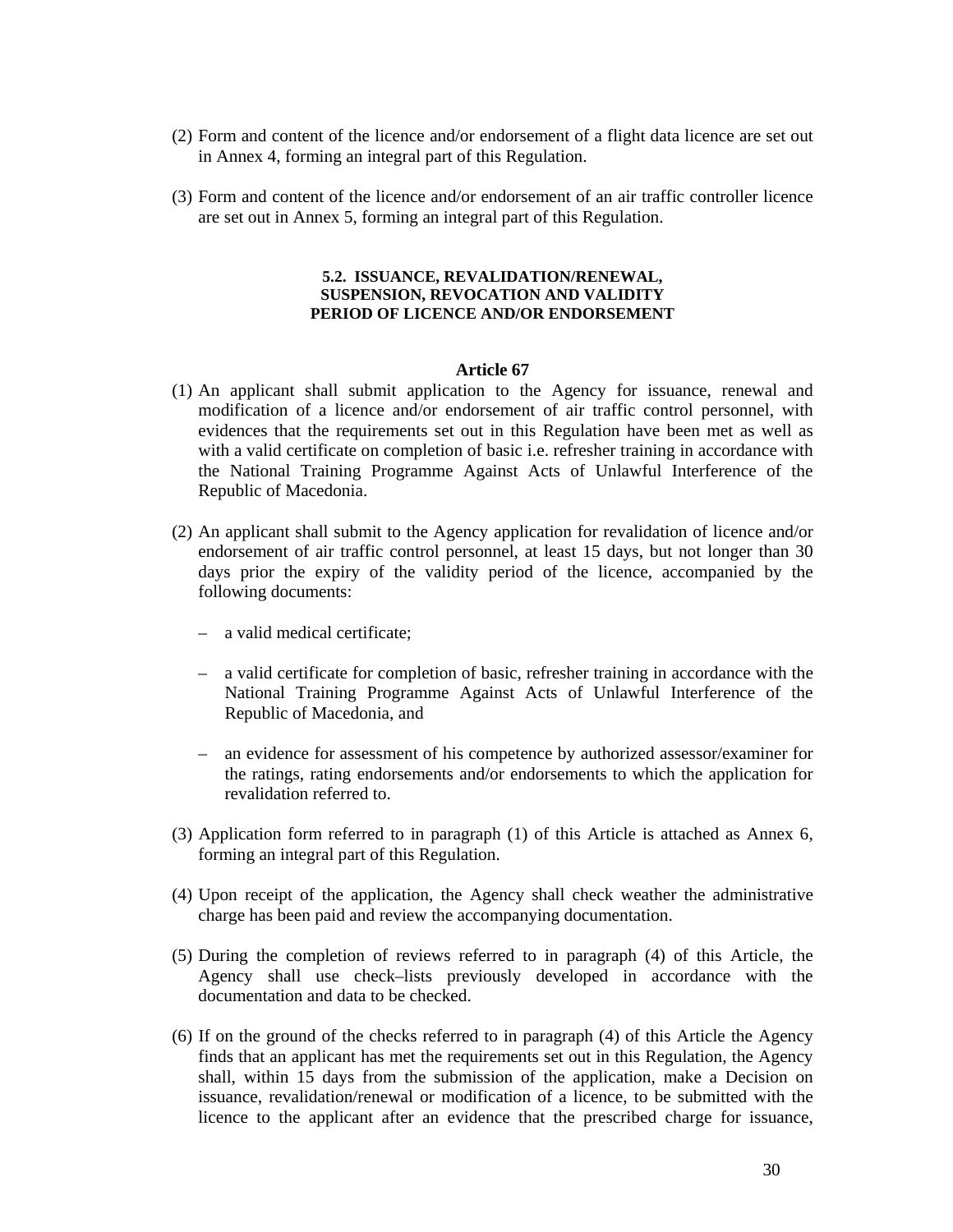(2) Form and content of the licence and/or endorsement of a flight data licence are set out in Annex 4, forming an integral part of this Regulation.

(3) Form and content of the licence and/or endorsement of an air traffic controller licence are set out in Annex 5, forming an integral part of this Regulation.

### 5.2. ISSUANCE, REVALIDATION/RENEWAL, SUSPENSION, REVOCATION AND VALIDITY PERIOD OF LICENCE AND/OR ENDORSEMENT

#### Article 67

(1) An applicant shall submit application to the Agency for issuance, renewal and modification of a licence and/or endorsement of air traffic control personnel, with evidences that the requirements set out in this Regulation have been met as well as with a valid certificate on completion of basic i.e. refresher training in accordance with the National Training Programme Against Acts of Unlawful Interference of the Republic of Macedonia.

(2) An applicant shall submit to the Agency application for revalidation of licence and/or endorsement of air traffic control personnel, at least 15 days, but not longer than 30 days prior the expiry of the validity period of the licence, accompanied by the following documents:

- a valid medical certificate;
- a valid certificate for completion of basic, refresher training in accordance with the National Training Programme Against Acts of Unlawful Interference of the Republic of Macedonia, and
- an evidence for assessment of his competence by authorized assessor/examiner for the ratings, rating endorsements and/or endorsements to which the application for revalidation referred to.

(3) Application form referred to in paragraph (1) of this Article is attached as Annex 6, forming an integral part of this Regulation.

(4) Upon receipt of the application, the Agency shall check weather the administrative charge has been paid and review the accompanying documentation.

(5) During the completion of reviews referred to in paragraph (4) of this Article, the Agency shall use check–lists previously developed in accordance with the documentation and data to be checked.

(6) If on the ground of the checks referred to in paragraph (4) of this Article the Agency finds that an applicant has met the requirements set out in this Regulation, the Agency shall, within 15 days from the submission of the application, make a Decision on issuance, revalidation/renewal or modification of a licence, to be submitted with the licence to the applicant after an evidence that the prescribed charge for issuance,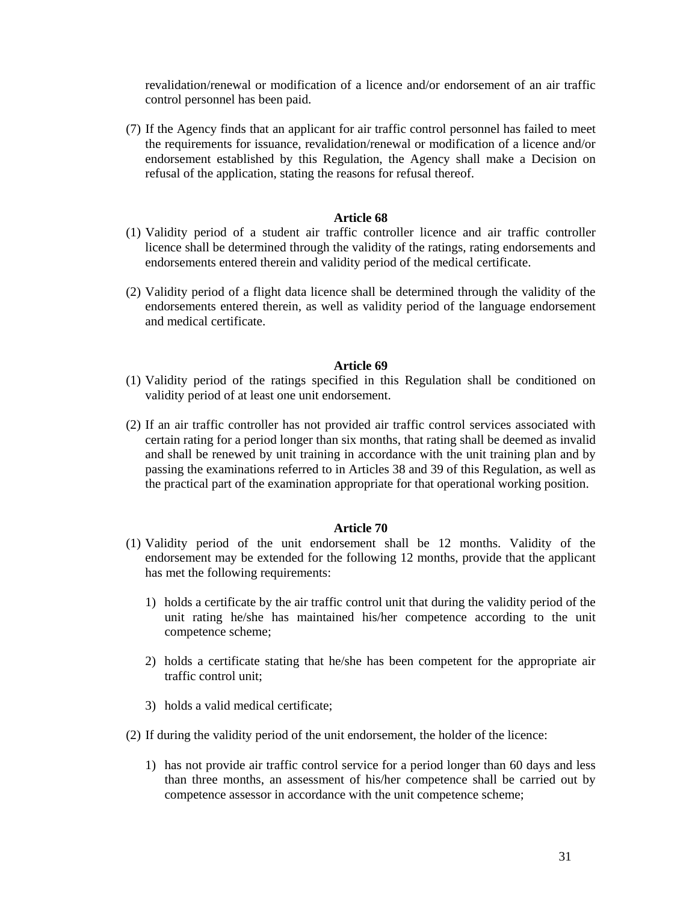revalidation/renewal or modification of a licence and/or endorsement of an air traffic control personnel has been paid.

(7) If the Agency finds that an applicant for air traffic control personnel has failed to meet the requirements for issuance, revalidation/renewal or modification of a licence and/or endorsement established by this Regulation, the Agency shall make a Decision on refusal of the application, stating the reasons for refusal thereof.

**Article 68**

(1) Validity period of a student air traffic controller licence and air traffic controller licence shall be determined through the validity of the ratings, rating endorsements and endorsements entered therein and validity period of the medical certificate.

(2) Validity period of a flight data licence shall be determined through the validity of the endorsements entered therein, as well as validity period of the language endorsement and medical certificate.

**Article 69**

(1) Validity period of the ratings specified in this Regulation shall be conditioned on validity period of at least one unit endorsement.

(2) If an air traffic controller has not provided air traffic control services associated with certain rating for a period longer than six months, that rating shall be deemed as invalid and shall be renewed by unit training in accordance with the unit training plan and by passing the examinations referred to in Articles 38 and 39 of this Regulation, as well as the practical part of the examination appropriate for that operational working position.

**Article 70**

(1) Validity period of the unit endorsement shall be 12 months. Validity of the endorsement may be extended for the following 12 months, provide that the applicant has met the following requirements:

   1) holds a certificate by the air traffic control unit that during the validity period of the unit rating he/she has maintained his/her competence according to the unit competence scheme;

   2) holds a certificate stating that he/she has been competent for the appropriate air traffic control unit;

   3) holds a valid medical certificate;

(2) If during the validity period of the unit endorsement, the holder of the licence:

   1) has not provide air traffic control service for a period longer than 60 days and less than three months, an assessment of his/her competence shall be carried out by competence assessor in accordance with the unit competence scheme;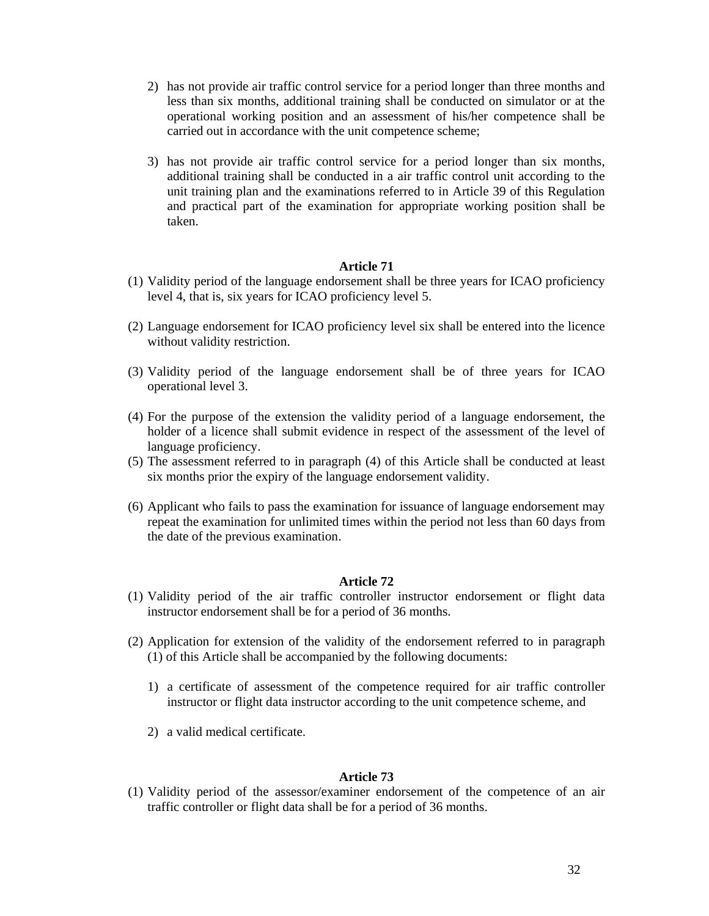2) has not provide air traffic control service for a period longer than three months and less than six months, additional training shall be conducted on simulator or at the operational working position and an assessment of his/her competence shall be carried out in accordance with the unit competence scheme;

3) has not provide air traffic control service for a period longer than six months, additional training shall be conducted in a air traffic control unit according to the unit training plan and the examinations referred to in Article 39 of this Regulation and practical part of the examination for appropriate working position shall be taken.

**Article 71**

(1) Validity period of the language endorsement shall be three years for ICAO proficiency level 4, that is, six years for ICAO proficiency level 5.

(2) Language endorsement for ICAO proficiency level six shall be entered into the licence without validity restriction.

(3) Validity period of the language endorsement shall be of three years for ICAO operational level 3.

(4) For the purpose of the extension the validity period of a language endorsement, the holder of a licence shall submit evidence in respect of the assessment of the level of language proficiency.

(5) The assessment referred to in paragraph (4) of this Article shall be conducted at least six months prior the expiry of the language endorsement validity.

(6) Applicant who fails to pass the examination for issuance of language endorsement may repeat the examination for unlimited times within the period not less than 60 days from the date of the previous examination.

**Article 72**

(1) Validity period of the air traffic controller instructor endorsement or flight data instructor endorsement shall be for a period of 36 months.

(2) Application for extension of the validity of the endorsement referred to in paragraph (1) of this Article shall be accompanied by the following documents:

1) a certificate of assessment of the competence required for air traffic controller instructor or flight data instructor according to the unit competence scheme, and

2) a valid medical certificate.

**Article 73**

(1) Validity period of the assessor/examiner endorsement of the competence of an air traffic controller or flight data shall be for a period of 36 months.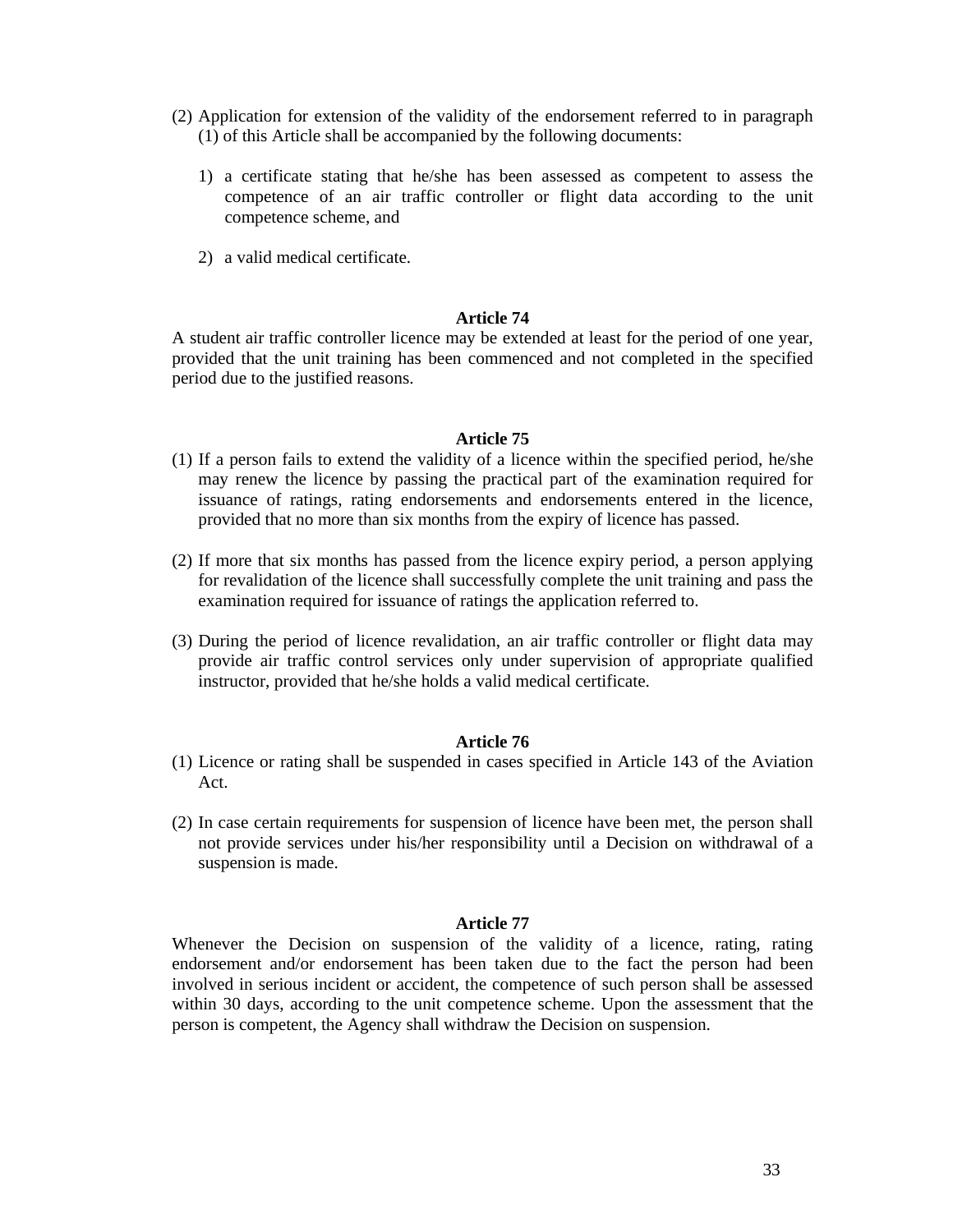(2) Application for extension of the validity of the endorsement referred to in paragraph (1) of this Article shall be accompanied by the following documents:

1) a certificate stating that he/she has been assessed as competent to assess the competence of an air traffic controller or flight data according to the unit competence scheme, and

2) a valid medical certificate.

**Article 74**

A student air traffic controller licence may be extended at least for the period of one year, provided that the unit training has been commenced and not completed in the specified period due to the justified reasons.

**Article 75**

(1) If a person fails to extend the validity of a licence within the specified period, he/she may renew the licence by passing the practical part of the examination required for issuance of ratings, rating endorsements and endorsements entered in the licence, provided that no more than six months from the expiry of licence has passed.

(2) If more that six months has passed from the licence expiry period, a person applying for revalidation of the licence shall successfully complete the unit training and pass the examination required for issuance of ratings the application referred to.

(3) During the period of licence revalidation, an air traffic controller or flight data may provide air traffic control services only under supervision of appropriate qualified instructor, provided that he/she holds a valid medical certificate.

**Article 76**

(1) Licence or rating shall be suspended in cases specified in Article 143 of the Aviation Act.

(2) In case certain requirements for suspension of licence have been met, the person shall not provide services under his/her responsibility until a Decision on withdrawal of a suspension is made.

**Article 77**

Whenever the Decision on suspension of the validity of a licence, rating, rating endorsement and/or endorsement has been taken due to the fact the person had been involved in serious incident or accident, the competence of such person shall be assessed within 30 days, according to the unit competence scheme. Upon the assessment that the person is competent, the Agency shall withdraw the Decision on suspension.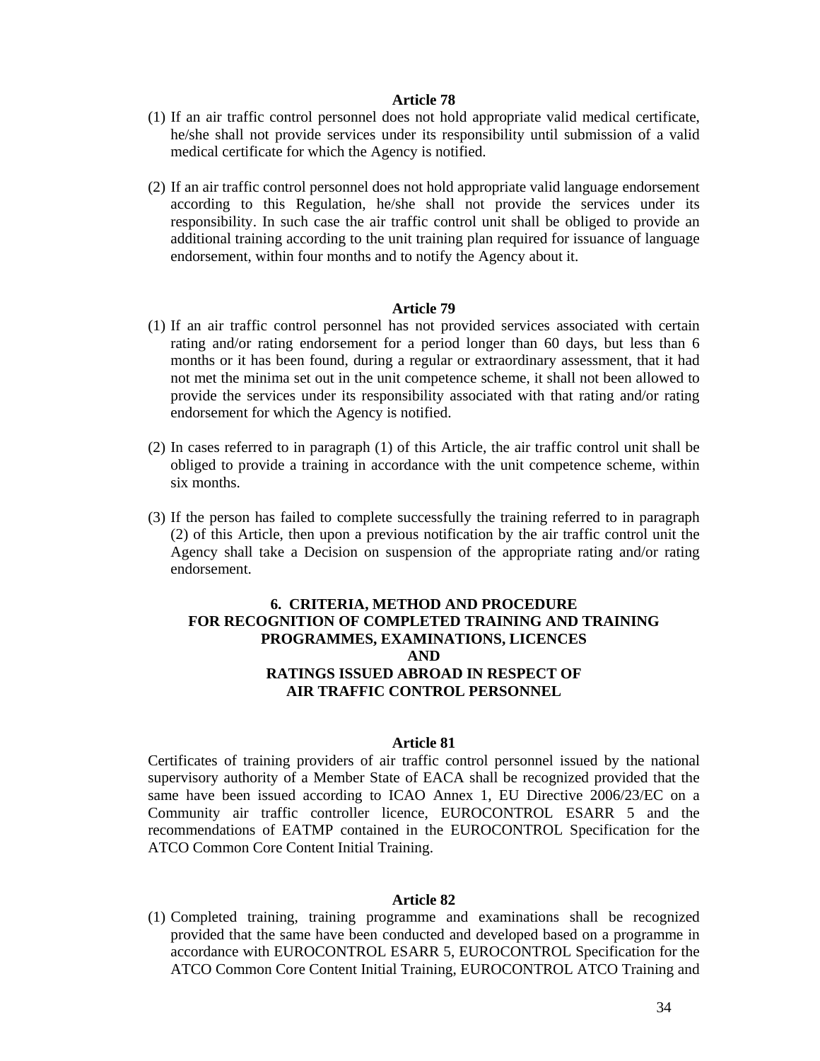**Article 78**

(1) If an air traffic control personnel does not hold appropriate valid medical certificate, he/she shall not provide services under its responsibility until submission of a valid medical certificate for which the Agency is notified.

(2) If an air traffic control personnel does not hold appropriate valid language endorsement according to this Regulation, he/she shall not provide the services under its responsibility. In such case the air traffic control unit shall be obliged to provide an additional training according to the unit training plan required for issuance of language endorsement, within four months and to notify the Agency about it.

**Article 79**

(1) If an air traffic control personnel has not provided services associated with certain rating and/or rating endorsement for a period longer than 60 days, but less than 6 months or it has been found, during a regular or extraordinary assessment, that it had not met the minima set out in the unit competence scheme, it shall not been allowed to provide the services under its responsibility associated with that rating and/or rating endorsement for which the Agency is notified.

(2) In cases referred to in paragraph (1) of this Article, the air traffic control unit shall be obliged to provide a training in accordance with the unit competence scheme, within six months.

(3) If the person has failed to complete successfully the training referred to in paragraph (2) of this Article, then upon a previous notification by the air traffic control unit the Agency shall take a Decision on suspension of the appropriate rating and/or rating endorsement.

## 6. CRITERIA, METHOD AND PROCEDURE FOR RECOGNITION OF COMPLETED TRAINING AND TRAINING PROGRAMMES, EXAMINATIONS, LICENCES AND RATINGS ISSUED ABROAD IN RESPECT OF AIR TRAFFIC CONTROL PERSONNEL

**Article 81**

Certificates of training providers of air traffic control personnel issued by the national supervisory authority of a Member State of EACA shall be recognized provided that the same have been issued according to ICAO Annex 1, EU Directive 2006/23/EC on a Community air traffic controller licence, EUROCONTROL ESARR 5 and the recommendations of EATMP contained in the EUROCONTROL Specification for the ATCO Common Core Content Initial Training.

**Article 82**

(1) Completed training, training programme and examinations shall be recognized provided that the same have been conducted and developed based on a programme in accordance with EUROCONTROL ESARR 5, EUROCONTROL Specification for the ATCO Common Core Content Initial Training, EUROCONTROL ATCO Training and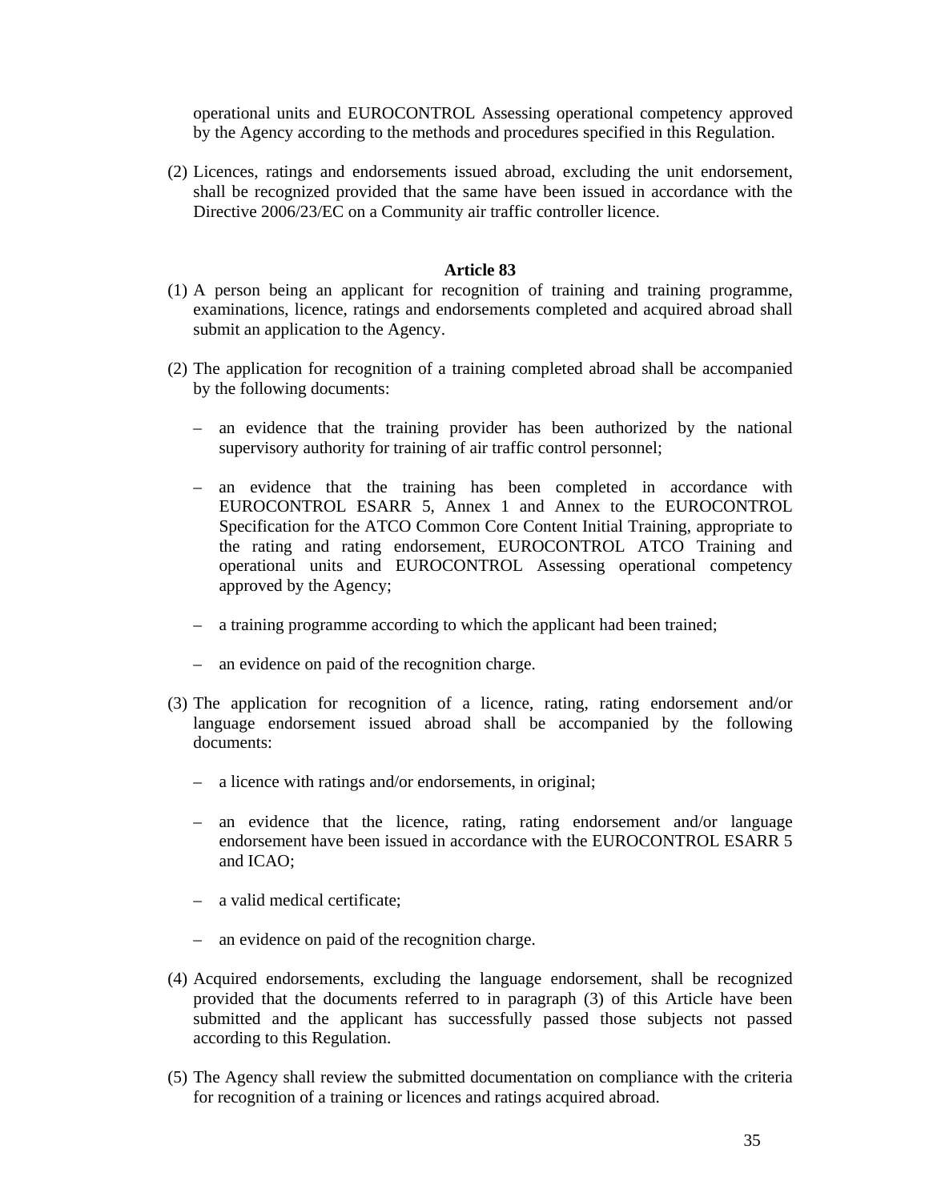operational units and EUROCONTROL Assessing operational competency approved by the Agency according to the methods and procedures specified in this Regulation.

(2) Licences, ratings and endorsements issued abroad, excluding the unit endorsement, shall be recognized provided that the same have been issued in accordance with the Directive 2006/23/EC on a Community air traffic controller licence.

### Article 83

(1) A person being an applicant for recognition of training and training programme, examinations, licence, ratings and endorsements completed and acquired abroad shall submit an application to the Agency.

(2) The application for recognition of a training completed abroad shall be accompanied by the following documents:

- an evidence that the training provider has been authorized by the national supervisory authority for training of air traffic control personnel;
- an evidence that the training has been completed in accordance with EUROCONTROL ESARR 5, Annex 1 and Annex to the EUROCONTROL Specification for the ATCO Common Core Content Initial Training, appropriate to the rating and rating endorsement, EUROCONTROL ATCO Training and operational units and EUROCONTROL Assessing operational competency approved by the Agency;
- a training programme according to which the applicant had been trained;
- an evidence on paid of the recognition charge.

(3) The application for recognition of a licence, rating, rating endorsement and/or language endorsement issued abroad shall be accompanied by the following documents:

- a licence with ratings and/or endorsements, in original;
- an evidence that the licence, rating, rating endorsement and/or language endorsement have been issued in accordance with the EUROCONTROL ESARR 5 and ICAO;
- a valid medical certificate;
- an evidence on paid of the recognition charge.

(4) Acquired endorsements, excluding the language endorsement, shall be recognized provided that the documents referred to in paragraph (3) of this Article have been submitted and the applicant has successfully passed those subjects not passed according to this Regulation.

(5) The Agency shall review the submitted documentation on compliance with the criteria for recognition of a training or licences and ratings acquired abroad.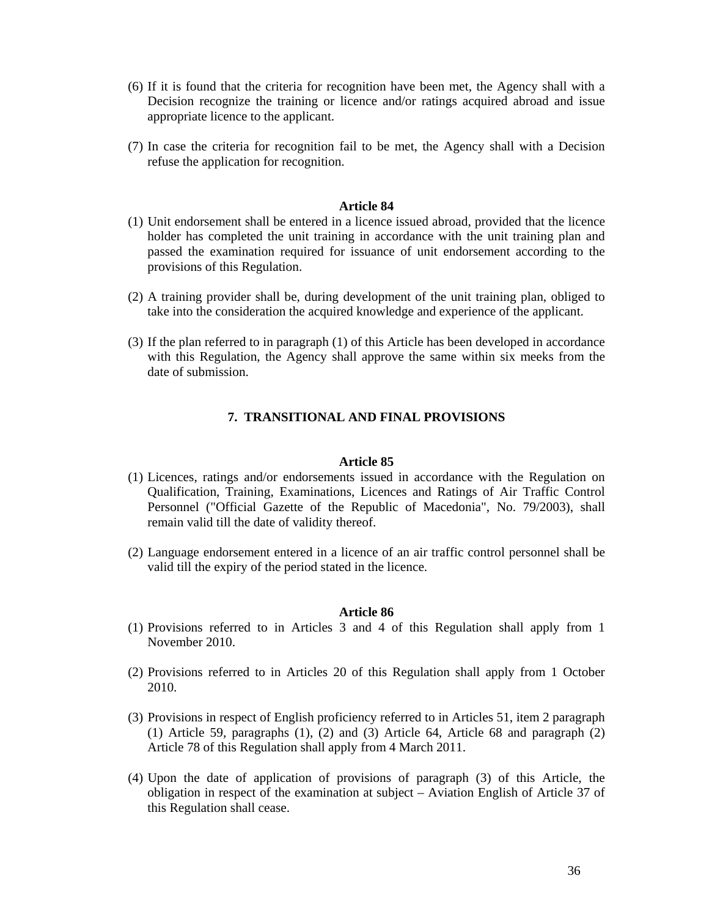(6) If it is found that the criteria for recognition have been met, the Agency shall with a Decision recognize the training or licence and/or ratings acquired abroad and issue appropriate licence to the applicant.

(7) In case the criteria for recognition fail to be met, the Agency shall with a Decision refuse the application for recognition.

**Article 84**

(1) Unit endorsement shall be entered in a licence issued abroad, provided that the licence holder has completed the unit training in accordance with the unit training plan and passed the examination required for issuance of unit endorsement according to the provisions of this Regulation.

(2) A training provider shall be, during development of the unit training plan, obliged to take into the consideration the acquired knowledge and experience of the applicant.

(3) If the plan referred to in paragraph (1) of this Article has been developed in accordance with this Regulation, the Agency shall approve the same within six meeks from the date of submission.

## 7. TRANSITIONAL AND FINAL PROVISIONS

**Article 85**

(1) Licences, ratings and/or endorsements issued in accordance with the Regulation on Qualification, Training, Examinations, Licences and Ratings of Air Traffic Control Personnel ("Official Gazette of the Republic of Macedonia", No. 79/2003), shall remain valid till the date of validity thereof.

(2) Language endorsement entered in a licence of an air traffic control personnel shall be valid till the expiry of the period stated in the licence.

**Article 86**

(1) Provisions referred to in Articles 3 and 4 of this Regulation shall apply from 1 November 2010.

(2) Provisions referred to in Articles 20 of this Regulation shall apply from 1 October 2010.

(3) Provisions in respect of English proficiency referred to in Articles 51, item 2 paragraph (1) Article 59, paragraphs (1), (2) and (3) Article 64, Article 68 and paragraph (2) Article 78 of this Regulation shall apply from 4 March 2011.

(4) Upon the date of application of provisions of paragraph (3) of this Article, the obligation in respect of the examination at subject – Aviation English of Article 37 of this Regulation shall cease.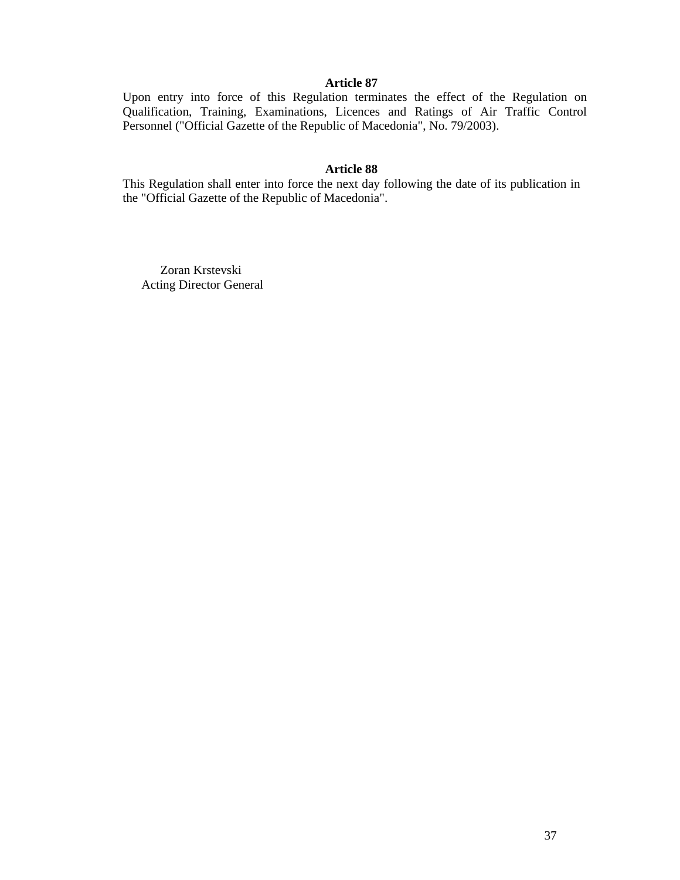**Article 87**

Upon entry into force of this Regulation terminates the effect of the Regulation on Qualification, Training, Examinations, Licences and Ratings of Air Traffic Control Personnel ("Official Gazette of the Republic of Macedonia", No. 79/2003).

**Article 88**

This Regulation shall enter into force the next day following the date of its publication in the "Official Gazette of the Republic of Macedonia".

Zoran Krstevski
Acting Director General